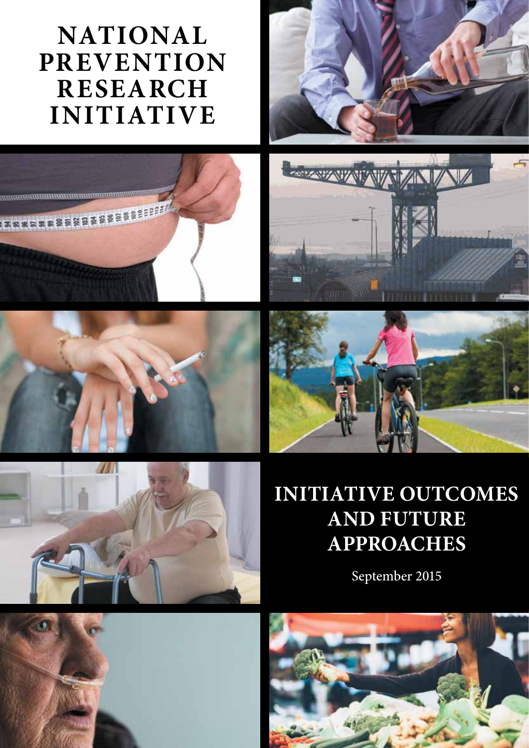# NATIONAL PREVENTION RESEARCH INITIATIVE

## INITIATIVE OUTCOMES AND FUTURE APPROACHES

September 2015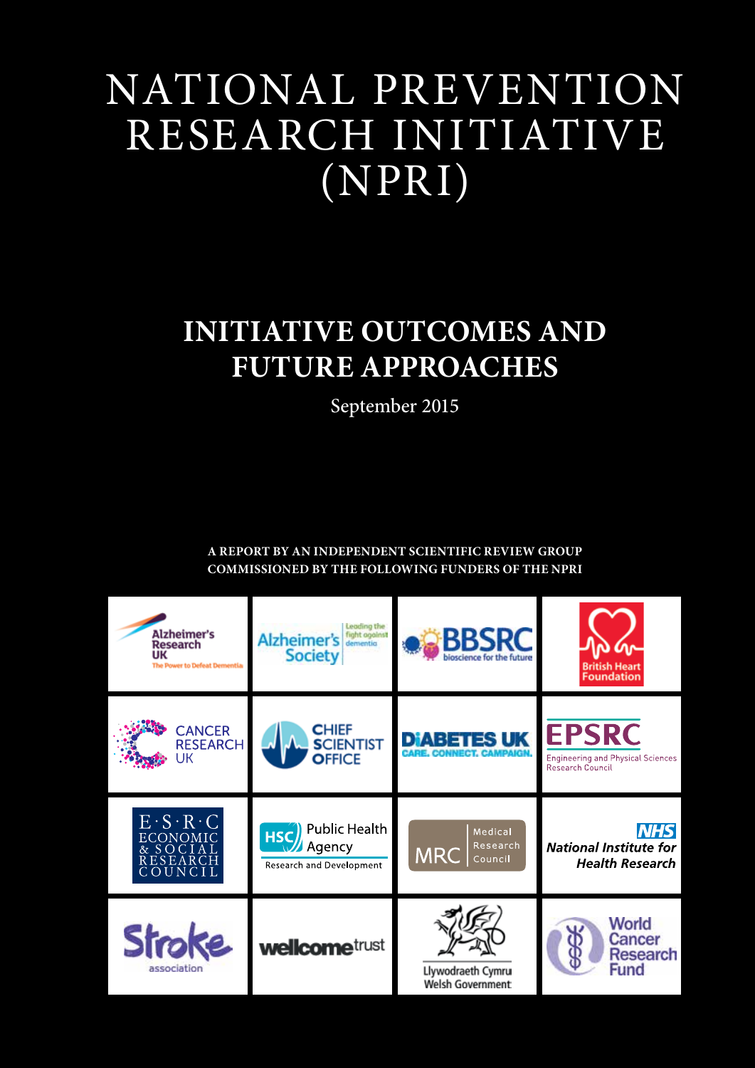# NATIONAL PREVENTION RESEARCH INITIATIVE (NPRI)

## INITIATIVE OUTCOMES AND FUTURE APPROACHES

September 2015

**A REPORT BY AN INDEPENDENT SCIENTIFIC REVIEW GROUP COMMISSIONED BY THE FOLLOWING FUNDERS OF THE NPRI**

| | | | |
|---|---|---|---|
| Alzheimer's Research UK – The Power to Defeat Dementia | Alzheimer's Society – Leading the fight against dementia | BBSRC – bioscience for the future | British Heart Foundation |
| Cancer Research UK | Chief Scientist Office | Diabetes UK – Care. Connect. Campaign. | EPSRC – Engineering and Physical Sciences Research Council |
| E·S·R·C Economic & Social Research Council | HSC Public Health Agency – Research and Development | MRC Medical Research Council | NHS National Institute for Health Research |
| Stroke association | wellcome trust | Llywodraeth Cymru Welsh Government | World Cancer Research Fund |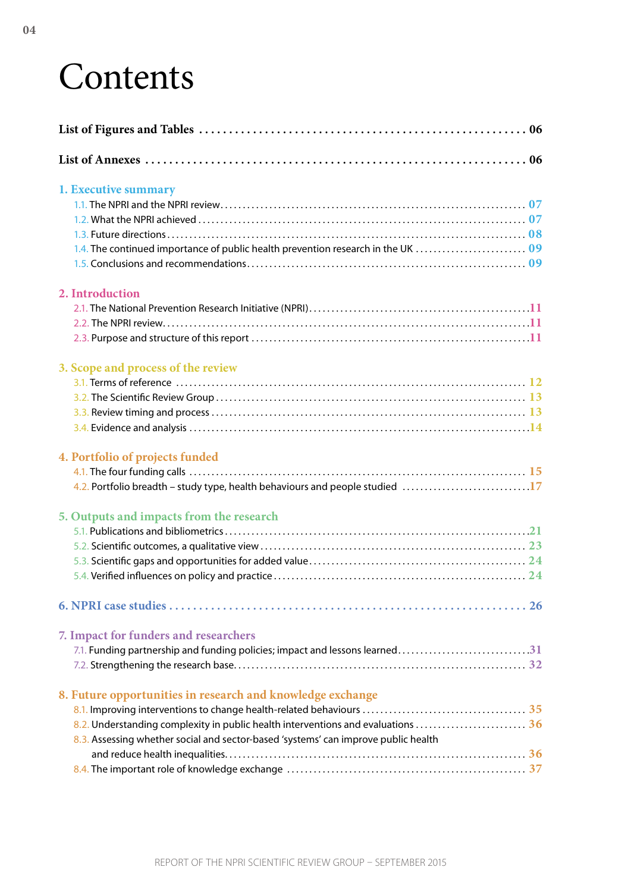# Contents

List of Figures and Tables ........ 06

List of Annexes ........ 06

**1. Executive summary**

- 1.1. The NPRI and the NPRI review ........ 07
- 1.2. What the NPRI achieved ........ 07
- 1.3. Future directions ........ 08
- 1.4. The continued importance of public health prevention research in the UK ........ 09
- 1.5. Conclusions and recommendations ........ 09

**2. Introduction**

- 2.1. The National Prevention Research Initiative (NPRI) ........ 11
- 2.2. The NPRI review ........ 11
- 2.3. Purpose and structure of this report ........ 11

**3. Scope and process of the review**

- 3.1. Terms of reference ........ 12
- 3.2. The Scientific Review Group ........ 13
- 3.3. Review timing and process ........ 13
- 3.4. Evidence and analysis ........ 14

**4. Portfolio of projects funded**

- 4.1. The four funding calls ........ 15
- 4.2. Portfolio breadth – study type, health behaviours and people studied ........ 17

**5. Outputs and impacts from the research**

- 5.1. Publications and bibliometrics ........ 21
- 5.2. Scientific outcomes, a qualitative view ........ 23
- 5.3. Scientific gaps and opportunities for added value ........ 24
- 5.4. Verified influences on policy and practice ........ 24

**6. NPRI case studies** ........ 26

**7. Impact for funders and researchers**

- 7.1. Funding partnership and funding policies; impact and lessons learned ........ 31
- 7.2. Strengthening the research base ........ 32

**8. Future opportunities in research and knowledge exchange**

- 8.1. Improving interventions to change health-related behaviours ........ 35
- 8.2. Understanding complexity in public health interventions and evaluations ........ 36
- 8.3. Assessing whether social and sector-based 'systems' can improve public health and reduce health inequalities ........ 36
- 8.4. The important role of knowledge exchange ........ 37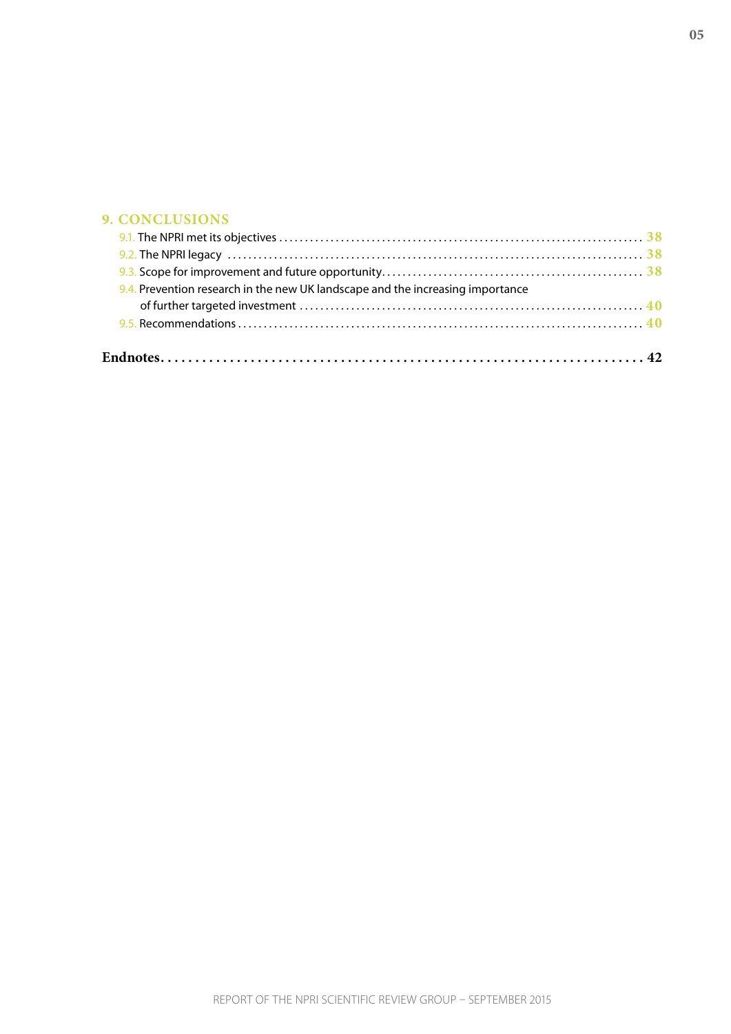## 9. CONCLUSIONS

9.1. The NPRI met its objectives ........ 38

9.2. The NPRI legacy ........ 38

9.3. Scope for improvement and future opportunity ........ 38

9.4. Prevention research in the new UK landscape and the increasing importance of further targeted investment ........ 40

9.5. Recommendations ........ 40

**Endnotes ........ 42**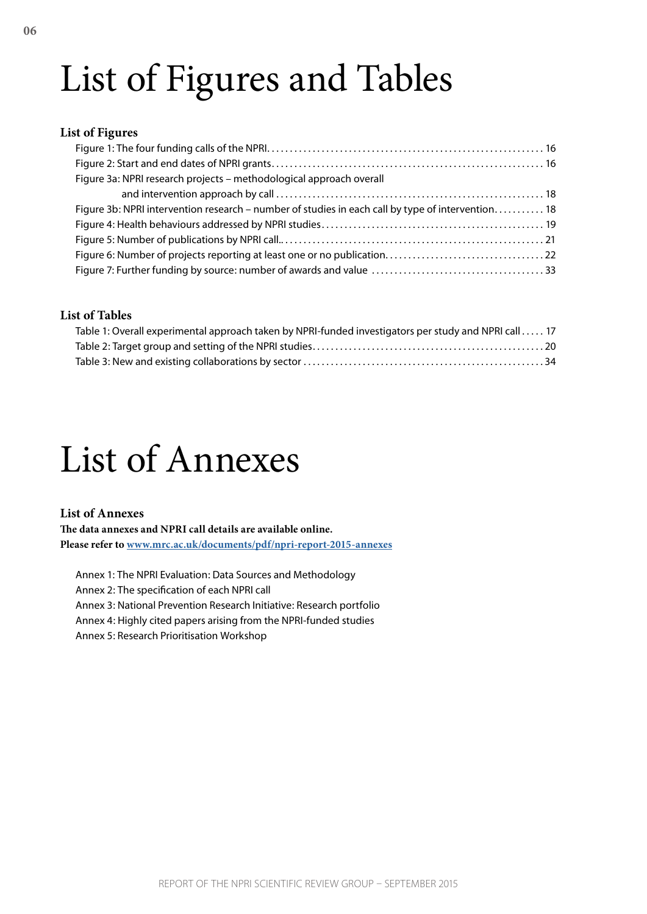# List of Figures and Tables

## List of Figures

- Figure 1: The four funding calls of the NPRI. . . . . . . . . . . . . . . . . . . . . . . . . . . . . . . . . . . . . . . . . . . . . . . . . . . . . . . . . . . . 16
- Figure 2: Start and end dates of NPRI grants. . . . . . . . . . . . . . . . . . . . . . . . . . . . . . . . . . . . . . . . . . . . . . . . . . . . . . . . . . . 16
- Figure 3a: NPRI research projects – methodological approach overall and intervention approach by call . . . . . . . . . . . . . . . . . . . . . . . . . . . . . . . . . . . . . . . . . . . . . . . . . . . . . . . . . 18
- Figure 3b: NPRI intervention research – number of studies in each call by type of intervention. . . . . . . . . . . 18
- Figure 4: Health behaviours addressed by NPRI studies. . . . . . . . . . . . . . . . . . . . . . . . . . . . . . . . . . . . . . . . . . . . . . . . 19
- Figure 5: Number of publications by NPRI call.. . . . . . . . . . . . . . . . . . . . . . . . . . . . . . . . . . . . . . . . . . . . . . . . . . . . . . . . . 21
- Figure 6: Number of projects reporting at least one or no publication. . . . . . . . . . . . . . . . . . . . . . . . . . . . . . . . . . 22
- Figure 7: Further funding by source: number of awards and value . . . . . . . . . . . . . . . . . . . . . . . . . . . . . . . . . . . . . 33

## List of Tables

- Table 1: Overall experimental approach taken by NPRI-funded investigators per study and NPRI call . . . . . 17
- Table 2: Target group and setting of the NPRI studies. . . . . . . . . . . . . . . . . . . . . . . . . . . . . . . . . . . . . . . . . . . . . . . . . . 20
- Table 3: New and existing collaborations by sector . . . . . . . . . . . . . . . . . . . . . . . . . . . . . . . . . . . . . . . . . . . . . . . . . . . . 34

# List of Annexes

## List of Annexes

**The data annexes and NPRI call details are available online.**
**Please refer to [www.mrc.ac.uk/documents/pdf/npri-report-2015-annexes](www.mrc.ac.uk/documents/pdf/npri-report-2015-annexes)**

- Annex 1: The NPRI Evaluation: Data Sources and Methodology
- Annex 2: The specification of each NPRI call
- Annex 3: National Prevention Research Initiative: Research portfolio
- Annex 4: Highly cited papers arising from the NPRI-funded studies
- Annex 5: Research Prioritisation Workshop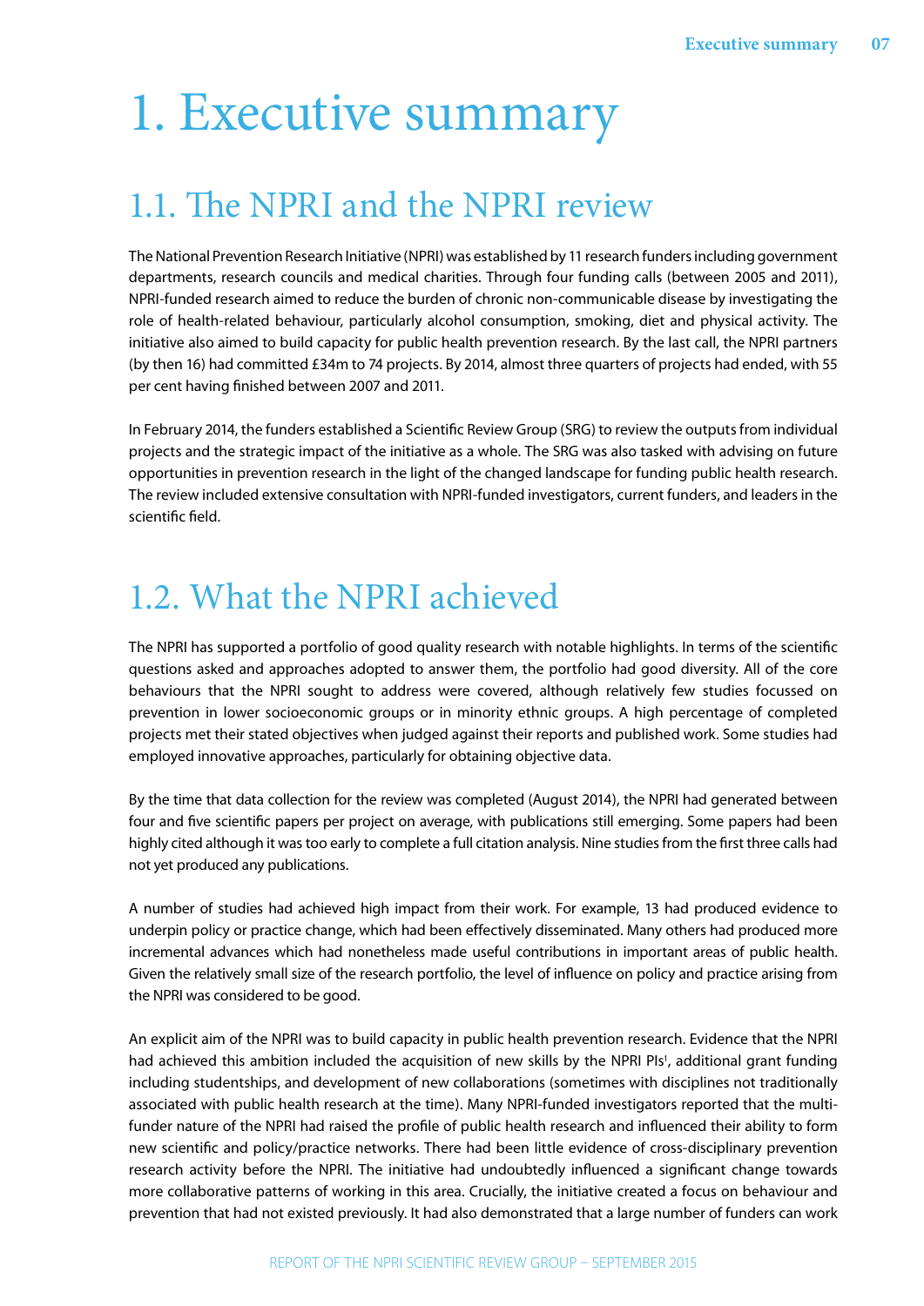# 1. Executive summary

## 1.1. The NPRI and the NPRI review

The National Prevention Research Initiative (NPRI) was established by 11 research funders including government departments, research councils and medical charities. Through four funding calls (between 2005 and 2011), NPRI-funded research aimed to reduce the burden of chronic non-communicable disease by investigating the role of health-related behaviour, particularly alcohol consumption, smoking, diet and physical activity. The initiative also aimed to build capacity for public health prevention research. By the last call, the NPRI partners (by then 16) had committed £34m to 74 projects. By 2014, almost three quarters of projects had ended, with 55 per cent having finished between 2007 and 2011.

In February 2014, the funders established a Scientific Review Group (SRG) to review the outputs from individual projects and the strategic impact of the initiative as a whole. The SRG was also tasked with advising on future opportunities in prevention research in the light of the changed landscape for funding public health research. The review included extensive consultation with NPRI-funded investigators, current funders, and leaders in the scientific field.

## 1.2. What the NPRI achieved

The NPRI has supported a portfolio of good quality research with notable highlights. In terms of the scientific questions asked and approaches adopted to answer them, the portfolio had good diversity. All of the core behaviours that the NPRI sought to address were covered, although relatively few studies focussed on prevention in lower socioeconomic groups or in minority ethnic groups. A high percentage of completed projects met their stated objectives when judged against their reports and published work. Some studies had employed innovative approaches, particularly for obtaining objective data.

By the time that data collection for the review was completed (August 2014), the NPRI had generated between four and five scientific papers per project on average, with publications still emerging. Some papers had been highly cited although it was too early to complete a full citation analysis. Nine studies from the first three calls had not yet produced any publications.

A number of studies had achieved high impact from their work. For example, 13 had produced evidence to underpin policy or practice change, which had been effectively disseminated. Many others had produced more incremental advances which had nonetheless made useful contributions in important areas of public health. Given the relatively small size of the research portfolio, the level of influence on policy and practice arising from the NPRI was considered to be good.

An explicit aim of the NPRI was to build capacity in public health prevention research. Evidence that the NPRI had achieved this ambition included the acquisition of new skills by the NPRI PIs[1], additional grant funding including studentships, and development of new collaborations (sometimes with disciplines not traditionally associated with public health research at the time). Many NPRI-funded investigators reported that the multi-funder nature of the NPRI had raised the profile of public health research and influenced their ability to form new scientific and policy/practice networks. There had been little evidence of cross-disciplinary prevention research activity before the NPRI. The initiative had undoubtedly influenced a significant change towards more collaborative patterns of working in this area. Crucially, the initiative created a focus on behaviour and prevention that had not existed previously. It had also demonstrated that a large number of funders can work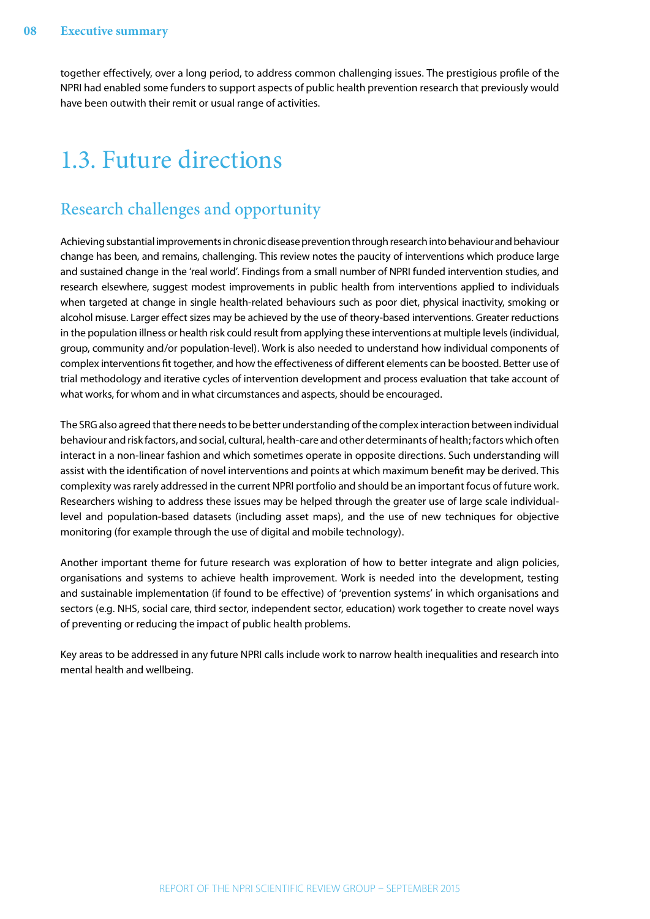together effectively, over a long period, to address common challenging issues. The prestigious profile of the NPRI had enabled some funders to support aspects of public health prevention research that previously would have been outwith their remit or usual range of activities.

# 1.3. Future directions

## Research challenges and opportunity

Achieving substantial improvements in chronic disease prevention through research into behaviour and behaviour change has been, and remains, challenging. This review notes the paucity of interventions which produce large and sustained change in the 'real world'. Findings from a small number of NPRI funded intervention studies, and research elsewhere, suggest modest improvements in public health from interventions applied to individuals when targeted at change in single health-related behaviours such as poor diet, physical inactivity, smoking or alcohol misuse. Larger effect sizes may be achieved by the use of theory-based interventions. Greater reductions in the population illness or health risk could result from applying these interventions at multiple levels (individual, group, community and/or population-level). Work is also needed to understand how individual components of complex interventions fit together, and how the effectiveness of different elements can be boosted. Better use of trial methodology and iterative cycles of intervention development and process evaluation that take account of what works, for whom and in what circumstances and aspects, should be encouraged.

The SRG also agreed that there needs to be better understanding of the complex interaction between individual behaviour and risk factors, and social, cultural, health-care and other determinants of health; factors which often interact in a non-linear fashion and which sometimes operate in opposite directions. Such understanding will assist with the identification of novel interventions and points at which maximum benefit may be derived. This complexity was rarely addressed in the current NPRI portfolio and should be an important focus of future work. Researchers wishing to address these issues may be helped through the greater use of large scale individual-level and population-based datasets (including asset maps), and the use of new techniques for objective monitoring (for example through the use of digital and mobile technology).

Another important theme for future research was exploration of how to better integrate and align policies, organisations and systems to achieve health improvement. Work is needed into the development, testing and sustainable implementation (if found to be effective) of 'prevention systems' in which organisations and sectors (e.g. NHS, social care, third sector, independent sector, education) work together to create novel ways of preventing or reducing the impact of public health problems.

Key areas to be addressed in any future NPRI calls include work to narrow health inequalities and research into mental health and wellbeing.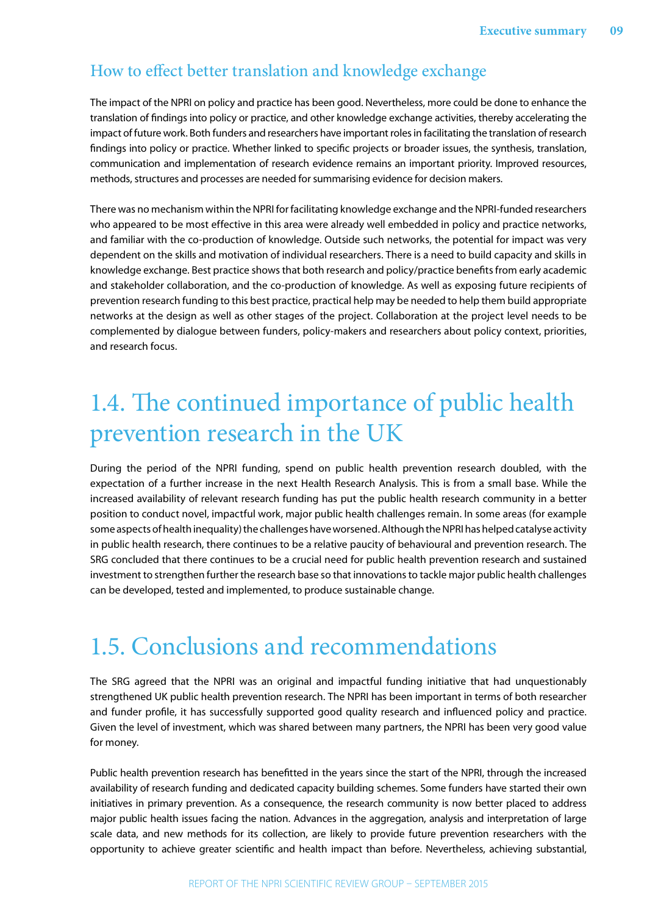### How to effect better translation and knowledge exchange

The impact of the NPRI on policy and practice has been good. Nevertheless, more could be done to enhance the translation of findings into policy or practice, and other knowledge exchange activities, thereby accelerating the impact of future work. Both funders and researchers have important roles in facilitating the translation of research findings into policy or practice. Whether linked to specific projects or broader issues, the synthesis, translation, communication and implementation of research evidence remains an important priority. Improved resources, methods, structures and processes are needed for summarising evidence for decision makers.

There was no mechanism within the NPRI for facilitating knowledge exchange and the NPRI-funded researchers who appeared to be most effective in this area were already well embedded in policy and practice networks, and familiar with the co-production of knowledge. Outside such networks, the potential for impact was very dependent on the skills and motivation of individual researchers. There is a need to build capacity and skills in knowledge exchange. Best practice shows that both research and policy/practice benefits from early academic and stakeholder collaboration, and the co-production of knowledge. As well as exposing future recipients of prevention research funding to this best practice, practical help may be needed to help them build appropriate networks at the design as well as other stages of the project. Collaboration at the project level needs to be complemented by dialogue between funders, policy-makers and researchers about policy context, priorities, and research focus.

## 1.4. The continued importance of public health prevention research in the UK

During the period of the NPRI funding, spend on public health prevention research doubled, with the expectation of a further increase in the next Health Research Analysis. This is from a small base. While the increased availability of relevant research funding has put the public health research community in a better position to conduct novel, impactful work, major public health challenges remain. In some areas (for example some aspects of health inequality) the challenges have worsened. Although the NPRI has helped catalyse activity in public health research, there continues to be a relative paucity of behavioural and prevention research. The SRG concluded that there continues to be a crucial need for public health prevention research and sustained investment to strengthen further the research base so that innovations to tackle major public health challenges can be developed, tested and implemented, to produce sustainable change.

## 1.5. Conclusions and recommendations

The SRG agreed that the NPRI was an original and impactful funding initiative that had unquestionably strengthened UK public health prevention research. The NPRI has been important in terms of both researcher and funder profile, it has successfully supported good quality research and influenced policy and practice. Given the level of investment, which was shared between many partners, the NPRI has been very good value for money.

Public health prevention research has benefitted in the years since the start of the NPRI, through the increased availability of research funding and dedicated capacity building schemes. Some funders have started their own initiatives in primary prevention. As a consequence, the research community is now better placed to address major public health issues facing the nation. Advances in the aggregation, analysis and interpretation of large scale data, and new methods for its collection, are likely to provide future prevention researchers with the opportunity to achieve greater scientific and health impact than before. Nevertheless, achieving substantial,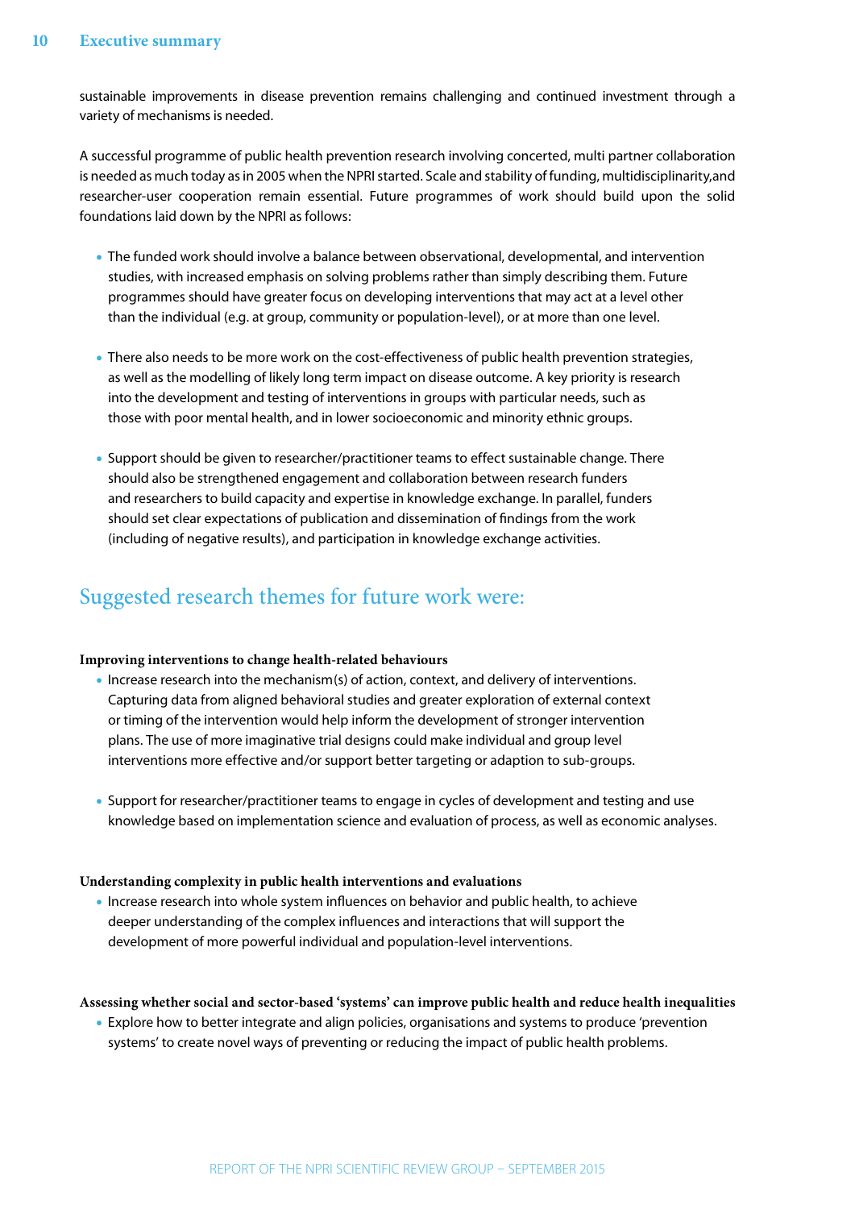sustainable improvements in disease prevention remains challenging and continued investment through a variety of mechanisms is needed.

A successful programme of public health prevention research involving concerted, multi partner collaboration is needed as much today as in 2005 when the NPRI started. Scale and stability of funding, multidisciplinarity,and researcher-user cooperation remain essential. Future programmes of work should build upon the solid foundations laid down by the NPRI as follows:

- The funded work should involve a balance between observational, developmental, and intervention studies, with increased emphasis on solving problems rather than simply describing them. Future programmes should have greater focus on developing interventions that may act at a level other than the individual (e.g. at group, community or population-level), or at more than one level.

- There also needs to be more work on the cost-effectiveness of public health prevention strategies, as well as the modelling of likely long term impact on disease outcome. A key priority is research into the development and testing of interventions in groups with particular needs, such as those with poor mental health, and in lower socioeconomic and minority ethnic groups.

- Support should be given to researcher/practitioner teams to effect sustainable change. There should also be strengthened engagement and collaboration between research funders and researchers to build capacity and expertise in knowledge exchange. In parallel, funders should set clear expectations of publication and dissemination of findings from the work (including of negative results), and participation in knowledge exchange activities.

## Suggested research themes for future work were:

**Improving interventions to change health-related behaviours**

- Increase research into the mechanism(s) of action, context, and delivery of interventions. Capturing data from aligned behavioral studies and greater exploration of external context or timing of the intervention would help inform the development of stronger intervention plans. The use of more imaginative trial designs could make individual and group level interventions more effective and/or support better targeting or adaption to sub-groups.

- Support for researcher/practitioner teams to engage in cycles of development and testing and use knowledge based on implementation science and evaluation of process, as well as economic analyses.

**Understanding complexity in public health interventions and evaluations**

- Increase research into whole system influences on behavior and public health, to achieve deeper understanding of the complex influences and interactions that will support the development of more powerful individual and population-level interventions.

**Assessing whether social and sector-based 'systems' can improve public health and reduce health inequalities**

- Explore how to better integrate and align policies, organisations and systems to produce 'prevention systems' to create novel ways of preventing or reducing the impact of public health problems.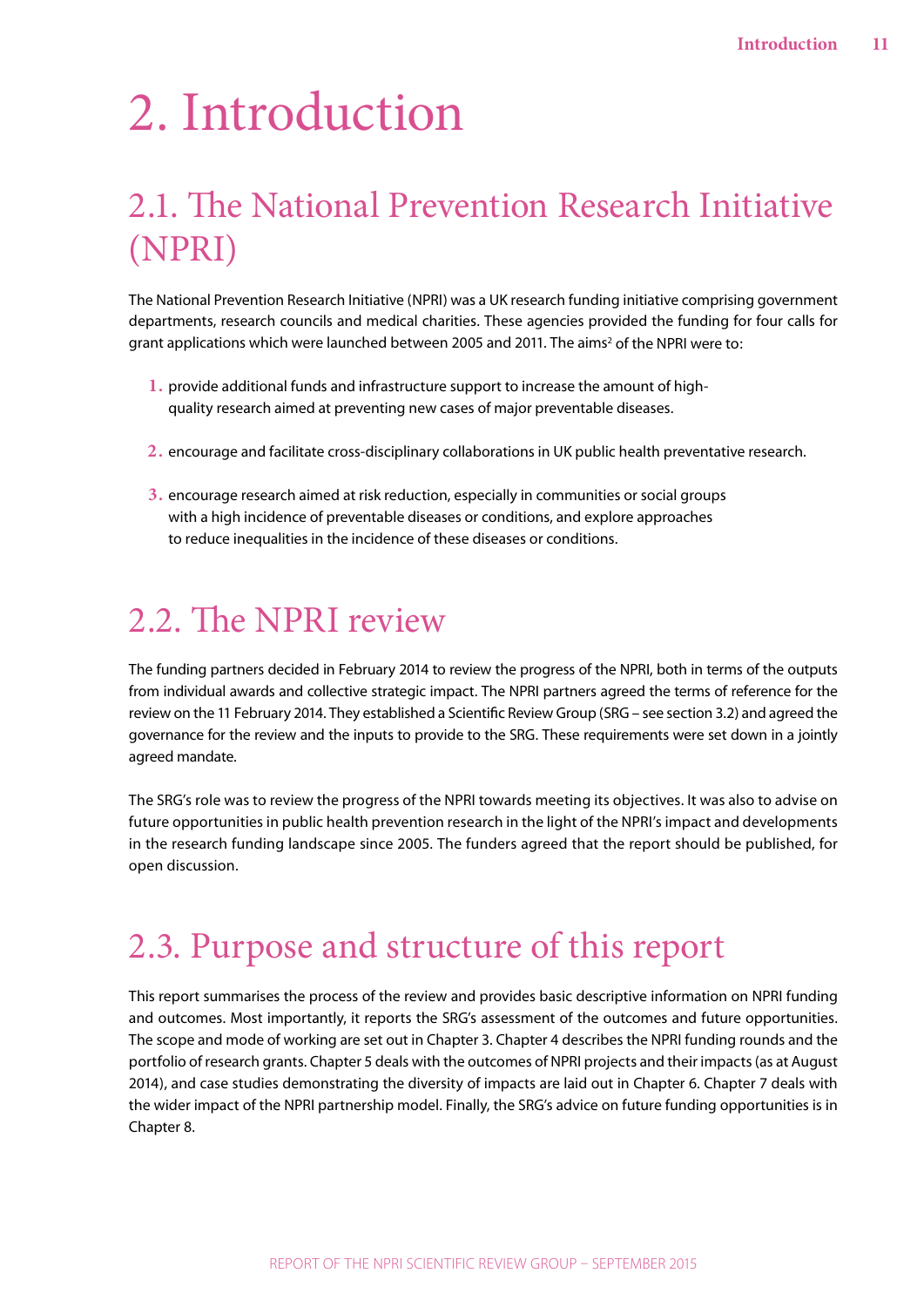# 2. Introduction

## 2.1. The National Prevention Research Initiative (NPRI)

The National Prevention Research Initiative (NPRI) was a UK research funding initiative comprising government departments, research councils and medical charities. These agencies provided the funding for four calls for grant applications which were launched between 2005 and 2011. The aims[2] of the NPRI were to:

1. provide additional funds and infrastructure support to increase the amount of high-quality research aimed at preventing new cases of major preventable diseases.

2. encourage and facilitate cross-disciplinary collaborations in UK public health preventative research.

3. encourage research aimed at risk reduction, especially in communities or social groups with a high incidence of preventable diseases or conditions, and explore approaches to reduce inequalities in the incidence of these diseases or conditions.

## 2.2. The NPRI review

The funding partners decided in February 2014 to review the progress of the NPRI, both in terms of the outputs from individual awards and collective strategic impact. The NPRI partners agreed the terms of reference for the review on the 11 February 2014. They established a Scientific Review Group (SRG – see section 3.2) and agreed the governance for the review and the inputs to provide to the SRG. These requirements were set down in a jointly agreed mandate.

The SRG's role was to review the progress of the NPRI towards meeting its objectives. It was also to advise on future opportunities in public health prevention research in the light of the NPRI's impact and developments in the research funding landscape since 2005. The funders agreed that the report should be published, for open discussion.

## 2.3. Purpose and structure of this report

This report summarises the process of the review and provides basic descriptive information on NPRI funding and outcomes. Most importantly, it reports the SRG's assessment of the outcomes and future opportunities. The scope and mode of working are set out in Chapter 3. Chapter 4 describes the NPRI funding rounds and the portfolio of research grants. Chapter 5 deals with the outcomes of NPRI projects and their impacts (as at August 2014), and case studies demonstrating the diversity of impacts are laid out in Chapter 6. Chapter 7 deals with the wider impact of the NPRI partnership model. Finally, the SRG's advice on future funding opportunities is in Chapter 8.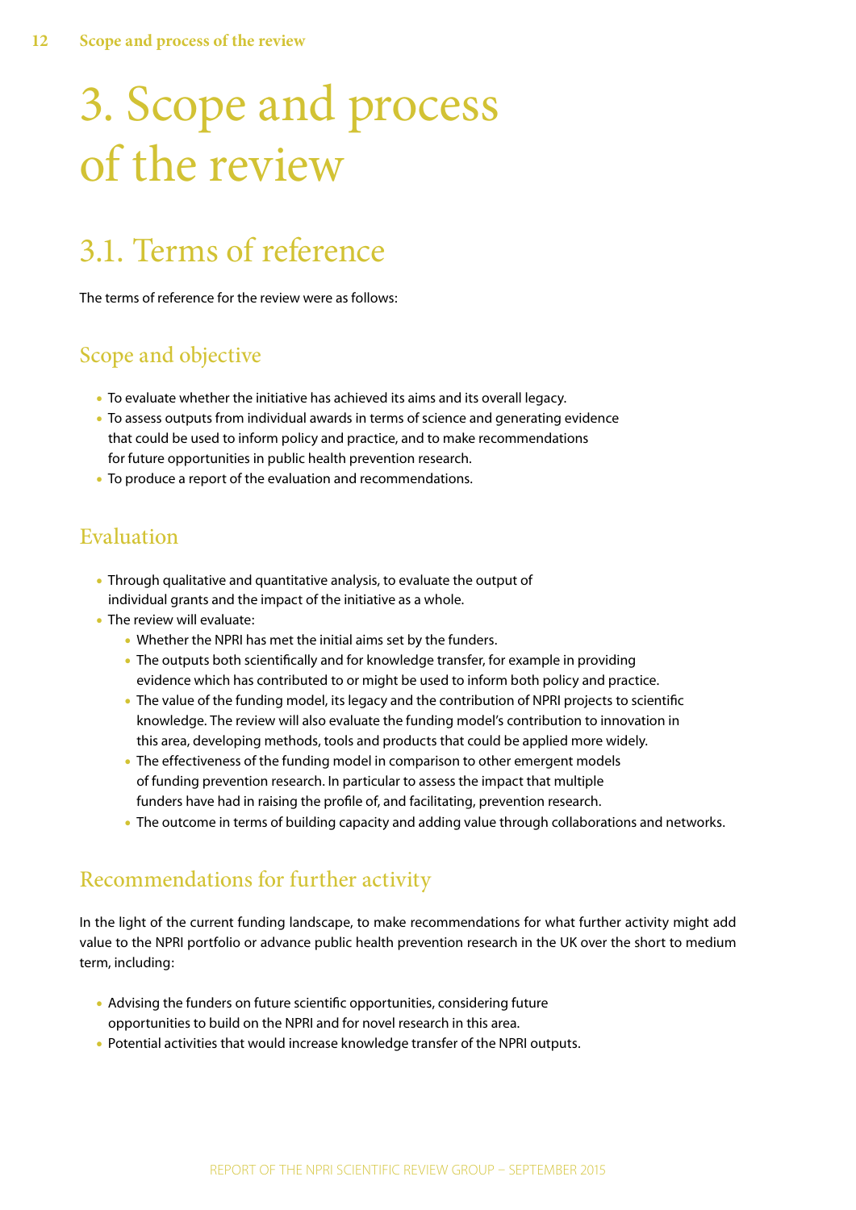# 3. Scope and process of the review

## 3.1. Terms of reference

The terms of reference for the review were as follows:

### Scope and objective

- To evaluate whether the initiative has achieved its aims and its overall legacy.
- To assess outputs from individual awards in terms of science and generating evidence that could be used to inform policy and practice, and to make recommendations for future opportunities in public health prevention research.
- To produce a report of the evaluation and recommendations.

### Evaluation

- Through qualitative and quantitative analysis, to evaluate the output of individual grants and the impact of the initiative as a whole.
- The review will evaluate:
  - Whether the NPRI has met the initial aims set by the funders.
  - The outputs both scientifically and for knowledge transfer, for example in providing evidence which has contributed to or might be used to inform both policy and practice.
  - The value of the funding model, its legacy and the contribution of NPRI projects to scientific knowledge. The review will also evaluate the funding model's contribution to innovation in this area, developing methods, tools and products that could be applied more widely.
  - The effectiveness of the funding model in comparison to other emergent models of funding prevention research. In particular to assess the impact that multiple funders have had in raising the profile of, and facilitating, prevention research.
  - The outcome in terms of building capacity and adding value through collaborations and networks.

### Recommendations for further activity

In the light of the current funding landscape, to make recommendations for what further activity might add value to the NPRI portfolio or advance public health prevention research in the UK over the short to medium term, including:

- Advising the funders on future scientific opportunities, considering future opportunities to build on the NPRI and for novel research in this area.
- Potential activities that would increase knowledge transfer of the NPRI outputs.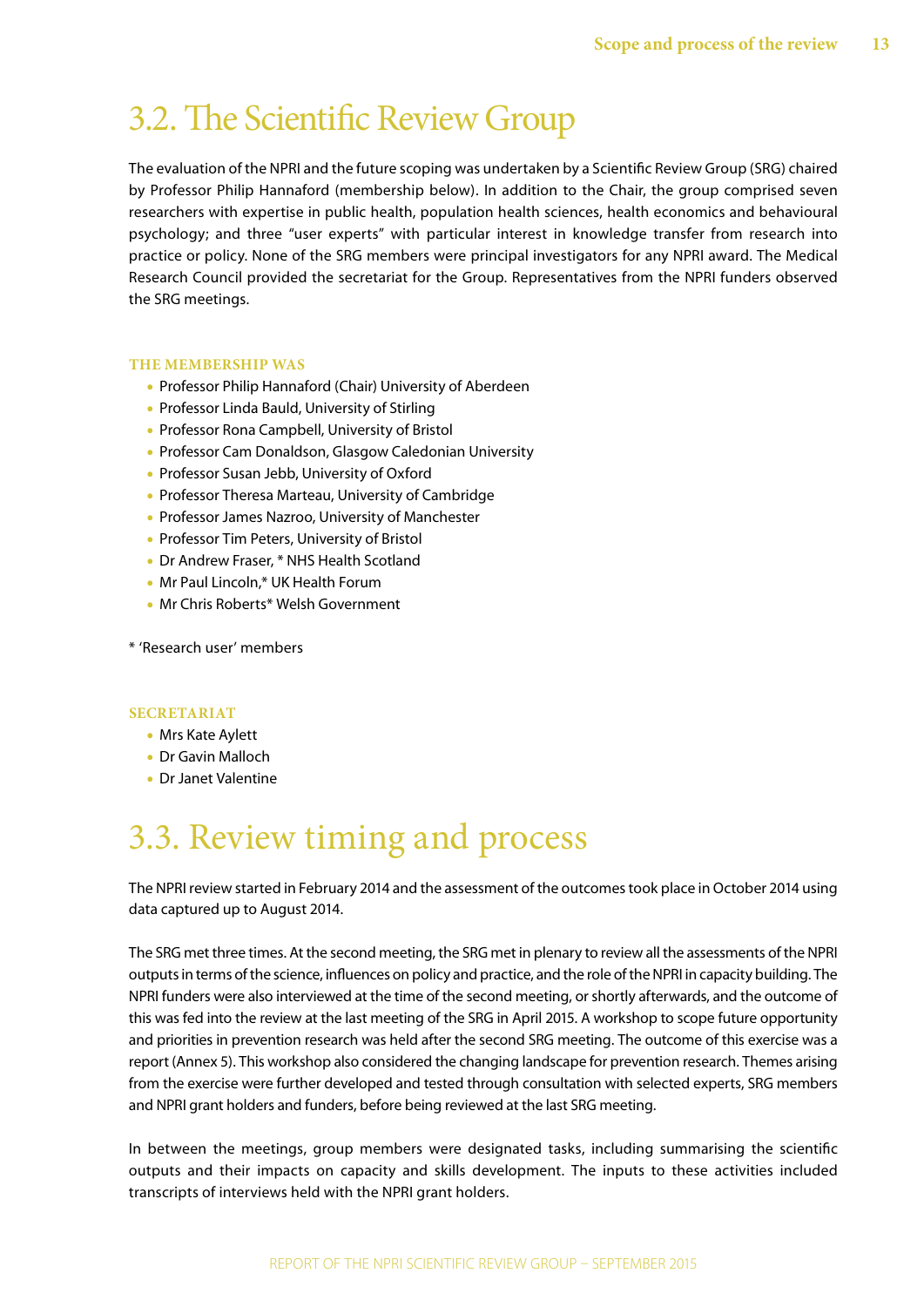## 3.2. The Scientific Review Group

The evaluation of the NPRI and the future scoping was undertaken by a Scientific Review Group (SRG) chaired by Professor Philip Hannaford (membership below). In addition to the Chair, the group comprised seven researchers with expertise in public health, population health sciences, health economics and behavioural psychology; and three "user experts" with particular interest in knowledge transfer from research into practice or policy. None of the SRG members were principal investigators for any NPRI award. The Medical Research Council provided the secretariat for the Group. Representatives from the NPRI funders observed the SRG meetings.

### THE MEMBERSHIP WAS

- Professor Philip Hannaford (Chair) University of Aberdeen
- Professor Linda Bauld, University of Stirling
- Professor Rona Campbell, University of Bristol
- Professor Cam Donaldson, Glasgow Caledonian University
- Professor Susan Jebb, University of Oxford
- Professor Theresa Marteau, University of Cambridge
- Professor James Nazroo, University of Manchester
- Professor Tim Peters, University of Bristol
- Dr Andrew Fraser, * NHS Health Scotland
- Mr Paul Lincoln,* UK Health Forum
- Mr Chris Roberts* Welsh Government

\* 'Research user' members

### SECRETARIAT

- Mrs Kate Aylett
- Dr Gavin Malloch
- Dr Janet Valentine

## 3.3. Review timing and process

The NPRI review started in February 2014 and the assessment of the outcomes took place in October 2014 using data captured up to August 2014.

The SRG met three times. At the second meeting, the SRG met in plenary to review all the assessments of the NPRI outputs in terms of the science, influences on policy and practice, and the role of the NPRI in capacity building. The NPRI funders were also interviewed at the time of the second meeting, or shortly afterwards, and the outcome of this was fed into the review at the last meeting of the SRG in April 2015. A workshop to scope future opportunity and priorities in prevention research was held after the second SRG meeting. The outcome of this exercise was a report (Annex 5). This workshop also considered the changing landscape for prevention research. Themes arising from the exercise were further developed and tested through consultation with selected experts, SRG members and NPRI grant holders and funders, before being reviewed at the last SRG meeting.

In between the meetings, group members were designated tasks, including summarising the scientific outputs and their impacts on capacity and skills development. The inputs to these activities included transcripts of interviews held with the NPRI grant holders.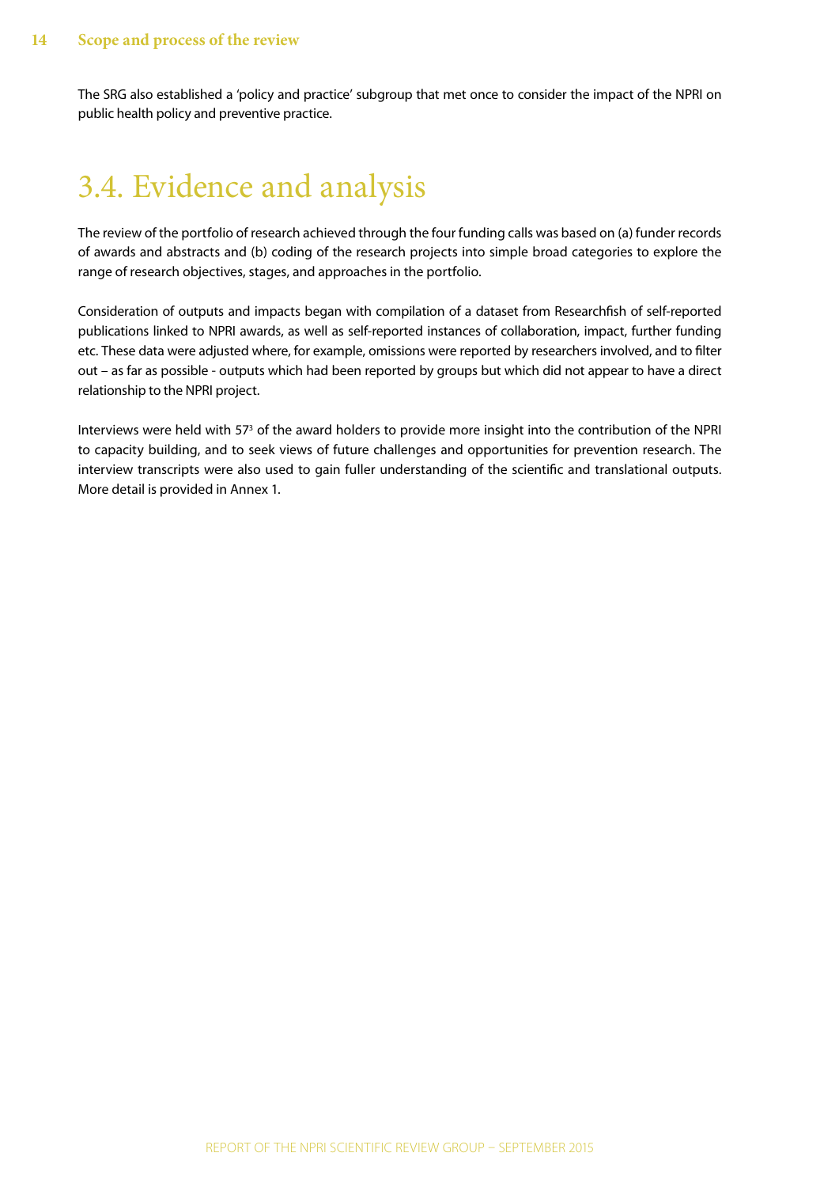The SRG also established a 'policy and practice' subgroup that met once to consider the impact of the NPRI on public health policy and preventive practice.

## 3.4. Evidence and analysis

The review of the portfolio of research achieved through the four funding calls was based on (a) funder records of awards and abstracts and (b) coding of the research projects into simple broad categories to explore the range of research objectives, stages, and approaches in the portfolio.

Consideration of outputs and impacts began with compilation of a dataset from Researchfish of self-reported publications linked to NPRI awards, as well as self-reported instances of collaboration, impact, further funding etc. These data were adjusted where, for example, omissions were reported by researchers involved, and to filter out – as far as possible - outputs which had been reported by groups but which did not appear to have a direct relationship to the NPRI project.

Interviews were held with 57[3] of the award holders to provide more insight into the contribution of the NPRI to capacity building, and to seek views of future challenges and opportunities for prevention research. The interview transcripts were also used to gain fuller understanding of the scientific and translational outputs. More detail is provided in Annex 1.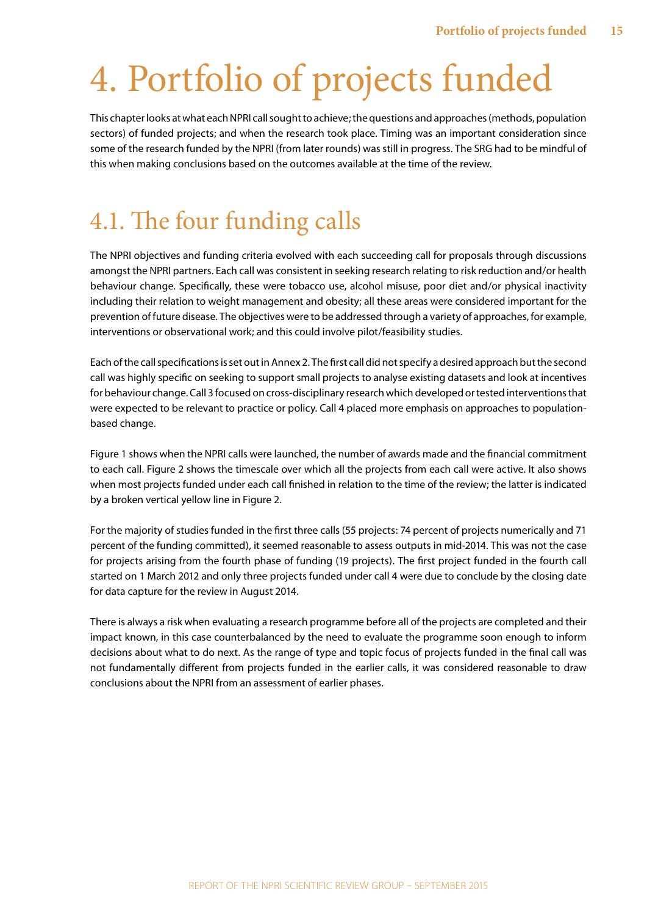# 4. Portfolio of projects funded

This chapter looks at what each NPRI call sought to achieve; the questions and approaches (methods, population sectors) of funded projects; and when the research took place. Timing was an important consideration since some of the research funded by the NPRI (from later rounds) was still in progress. The SRG had to be mindful of this when making conclusions based on the outcomes available at the time of the review.

## 4.1. The four funding calls

The NPRI objectives and funding criteria evolved with each succeeding call for proposals through discussions amongst the NPRI partners. Each call was consistent in seeking research relating to risk reduction and/or health behaviour change. Specifically, these were tobacco use, alcohol misuse, poor diet and/or physical inactivity including their relation to weight management and obesity; all these areas were considered important for the prevention of future disease. The objectives were to be addressed through a variety of approaches, for example, interventions or observational work; and this could involve pilot/feasibility studies.

Each of the call specifications is set out in Annex 2. The first call did not specify a desired approach but the second call was highly specific on seeking to support small projects to analyse existing datasets and look at incentives for behaviour change. Call 3 focused on cross-disciplinary research which developed or tested interventions that were expected to be relevant to practice or policy. Call 4 placed more emphasis on approaches to population-based change.

Figure 1 shows when the NPRI calls were launched, the number of awards made and the financial commitment to each call. Figure 2 shows the timescale over which all the projects from each call were active. It also shows when most projects funded under each call finished in relation to the time of the review; the latter is indicated by a broken vertical yellow line in Figure 2.

For the majority of studies funded in the first three calls (55 projects: 74 percent of projects numerically and 71 percent of the funding committed), it seemed reasonable to assess outputs in mid-2014. This was not the case for projects arising from the fourth phase of funding (19 projects). The first project funded in the fourth call started on 1 March 2012 and only three projects funded under call 4 were due to conclude by the closing date for data capture for the review in August 2014.

There is always a risk when evaluating a research programme before all of the projects are completed and their impact known, in this case counterbalanced by the need to evaluate the programme soon enough to inform decisions about what to do next. As the range of type and topic focus of projects funded in the final call was not fundamentally different from projects funded in the earlier calls, it was considered reasonable to draw conclusions about the NPRI from an assessment of earlier phases.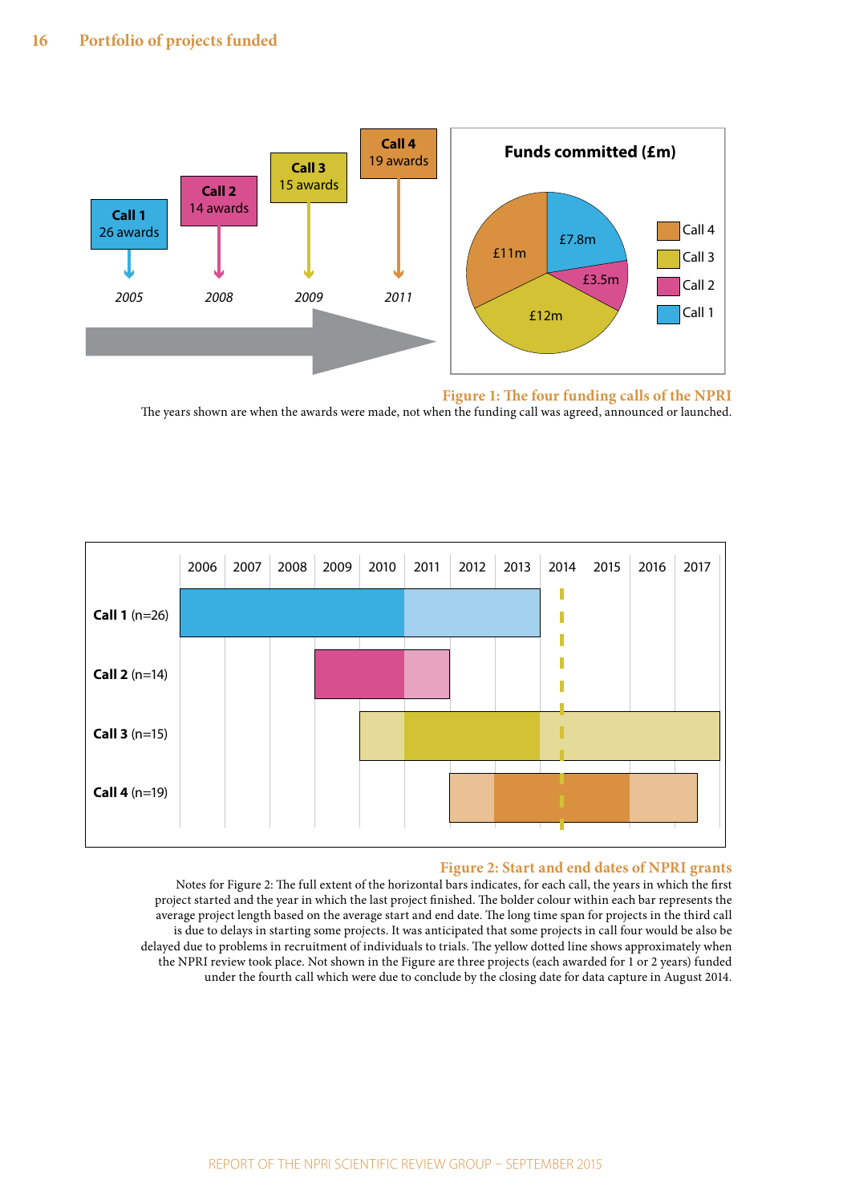**Figure 1: The four funding calls of the NPRI**

The years shown are when the awards were made, not when the funding call was agreed, announced or launched.

**Figure 2: Start and end dates of NPRI grants**

Notes for Figure 2: The full extent of the horizontal bars indicates, for each call, the years in which the first project started and the year in which the last project finished. The bolder colour within each bar represents the average project length based on the average start and end date. The long time span for projects in the third call is due to delays in starting some projects. It was anticipated that some projects in call four would be also be delayed due to problems in recruitment of individuals to trials. The yellow dotted line shows approximately when the NPRI review took place. Not shown in the Figure are three projects (each awarded for 1 or 2 years) funded under the fourth call which were due to conclude by the closing date for data capture in August 2014.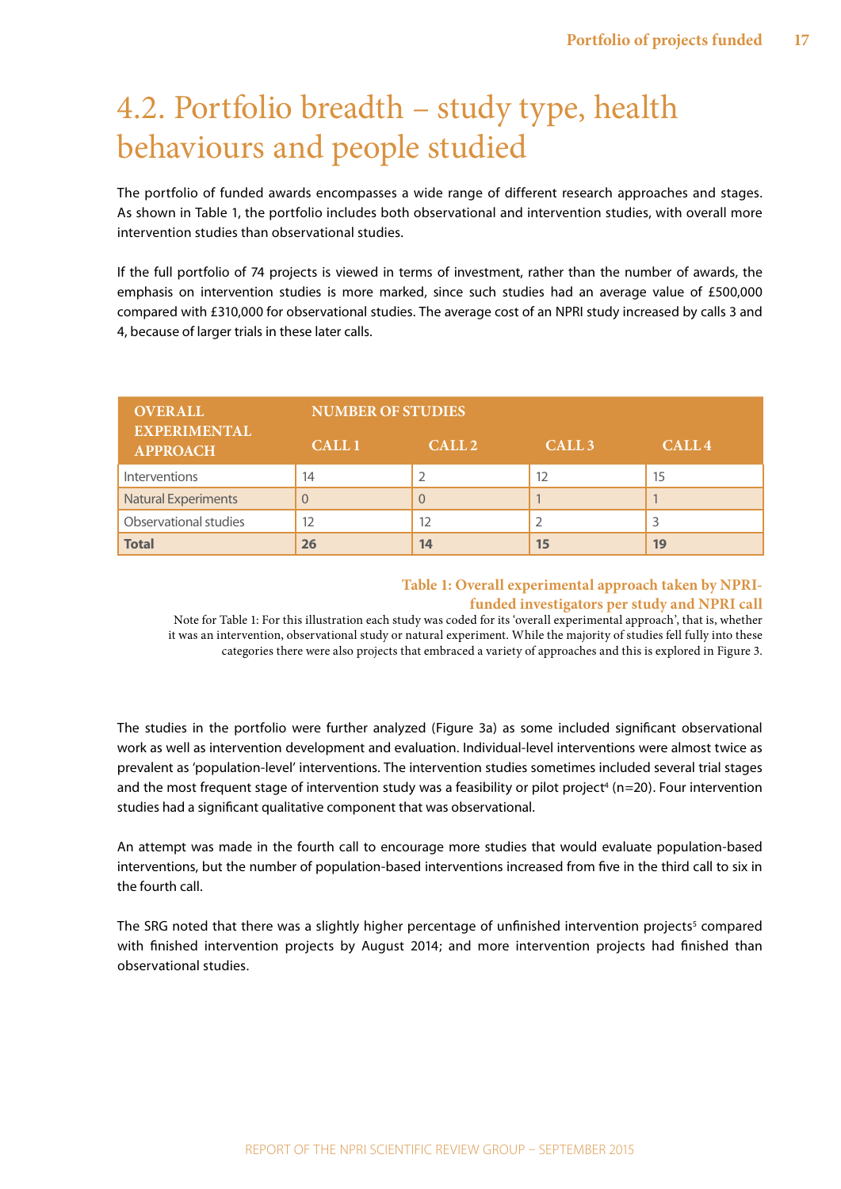# 4.2. Portfolio breadth – study type, health behaviours and people studied

The portfolio of funded awards encompasses a wide range of different research approaches and stages. As shown in Table 1, the portfolio includes both observational and intervention studies, with overall more intervention studies than observational studies.

If the full portfolio of 74 projects is viewed in terms of investment, rather than the number of awards, the emphasis on intervention studies is more marked, since such studies had an average value of £500,000 compared with £310,000 for observational studies. The average cost of an NPRI study increased by calls 3 and 4, because of larger trials in these later calls.

| OVERALL EXPERIMENTAL APPROACH | NUMBER OF STUDIES | | | |
|---|---|---|---|---|
| | CALL 1 | CALL 2 | CALL 3 | CALL 4 |
| Interventions | 14 | 2 | 12 | 15 |
| Natural Experiments | 0 | 0 | 1 | 1 |
| Observational studies | 12 | 12 | 2 | 3 |
| **Total** | **26** | **14** | **15** | **19** |

**Table 1: Overall experimental approach taken by NPRI-funded investigators per study and NPRI call**

Note for Table 1: For this illustration each study was coded for its 'overall experimental approach', that is, whether it was an intervention, observational study or natural experiment. While the majority of studies fell fully into these categories there were also projects that embraced a variety of approaches and this is explored in Figure 3.

The studies in the portfolio were further analyzed (Figure 3a) as some included significant observational work as well as intervention development and evaluation. Individual-level interventions were almost twice as prevalent as 'population-level' interventions. The intervention studies sometimes included several trial stages and the most frequent stage of intervention study was a feasibility or pilot project[4] (n=20). Four intervention studies had a significant qualitative component that was observational.

An attempt was made in the fourth call to encourage more studies that would evaluate population-based interventions, but the number of population-based interventions increased from five in the third call to six in the fourth call.

The SRG noted that there was a slightly higher percentage of unfinished intervention projects[5] compared with finished intervention projects by August 2014; and more intervention projects had finished than observational studies.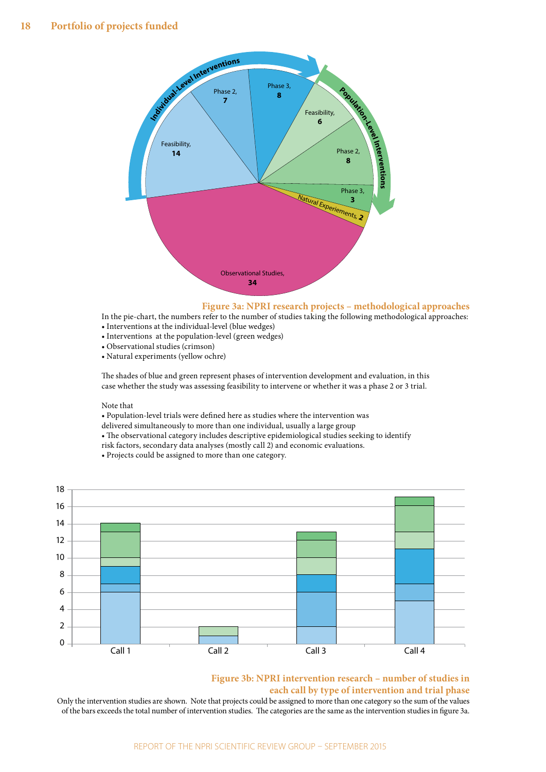## Portfolio of projects funded

**Figure 3a: NPRI research projects – methodological approaches**

In the pie-chart, the numbers refer to the number of studies taking the following methodological approaches:

- Interventions at the individual-level (blue wedges)
- Interventions at the population-level (green wedges)
- Observational studies (crimson)
- Natural experiments (yellow ochre)

The shades of blue and green represent phases of intervention development and evaluation, in this case whether the study was assessing feasibility to intervene or whether it was a phase 2 or 3 trial.

Note that

- Population-level trials were defined here as studies where the intervention was delivered simultaneously to more than one individual, usually a large group
- The observational category includes descriptive epidemiological studies seeking to identify risk factors, secondary data analyses (mostly call 2) and economic evaluations.
- Projects could be assigned to more than one category.

**Figure 3b: NPRI intervention research – number of studies in each call by type of intervention and trial phase**

Only the intervention studies are shown. Note that projects could be assigned to more than one category so the sum of the values of the bars exceeds the total number of intervention studies. The categories are the same as the intervention studies in figure 3a.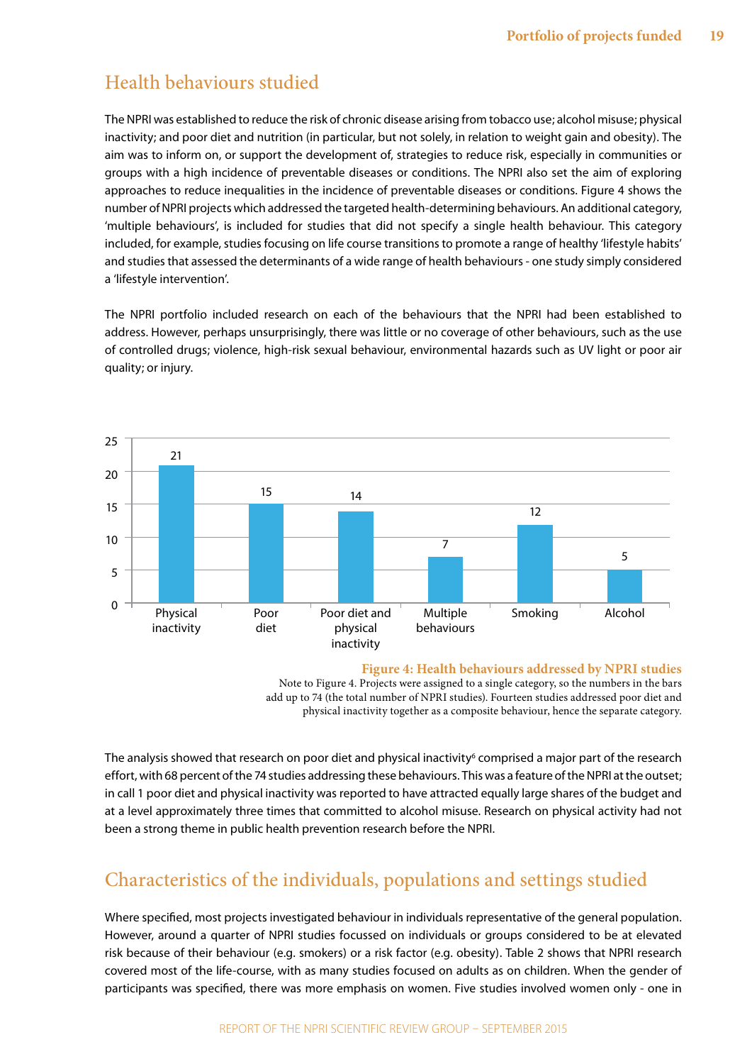## Health behaviours studied

The NPRI was established to reduce the risk of chronic disease arising from tobacco use; alcohol misuse; physical inactivity; and poor diet and nutrition (in particular, but not solely, in relation to weight gain and obesity). The aim was to inform on, or support the development of, strategies to reduce risk, especially in communities or groups with a high incidence of preventable diseases or conditions. The NPRI also set the aim of exploring approaches to reduce inequalities in the incidence of preventable diseases or conditions. Figure 4 shows the number of NPRI projects which addressed the targeted health-determining behaviours. An additional category, 'multiple behaviours', is included for studies that did not specify a single health behaviour. This category included, for example, studies focusing on life course transitions to promote a range of healthy 'lifestyle habits' and studies that assessed the determinants of a wide range of health behaviours - one study simply considered a 'lifestyle intervention'.

The NPRI portfolio included research on each of the behaviours that the NPRI had been established to address. However, perhaps unsurprisingly, there was little or no coverage of other behaviours, such as the use of controlled drugs; violence, high-risk sexual behaviour, environmental hazards such as UV light or poor air quality; or injury.

| Health behaviour | Number of studies |
|---|---|
| Physical inactivity | 21 |
| Poor diet | 15 |
| Poor diet and physical inactivity | 14 |
| Multiple behaviours | 7 |
| Smoking | 12 |
| Alcohol | 5 |

**Figure 4: Health behaviours addressed by NPRI studies**

Note to Figure 4. Projects were assigned to a single category, so the numbers in the bars add up to 74 (the total number of NPRI studies). Fourteen studies addressed poor diet and physical inactivity together as a composite behaviour, hence the separate category.

The analysis showed that research on poor diet and physical inactivity[6] comprised a major part of the research effort, with 68 percent of the 74 studies addressing these behaviours. This was a feature of the NPRI at the outset; in call 1 poor diet and physical inactivity was reported to have attracted equally large shares of the budget and at a level approximately three times that committed to alcohol misuse. Research on physical activity had not been a strong theme in public health prevention research before the NPRI.

## Characteristics of the individuals, populations and settings studied

Where specified, most projects investigated behaviour in individuals representative of the general population. However, around a quarter of NPRI studies focussed on individuals or groups considered to be at elevated risk because of their behaviour (e.g. smokers) or a risk factor (e.g. obesity). Table 2 shows that NPRI research covered most of the life-course, with as many studies focused on adults as on children. When the gender of participants was specified, there was more emphasis on women. Five studies involved women only - one in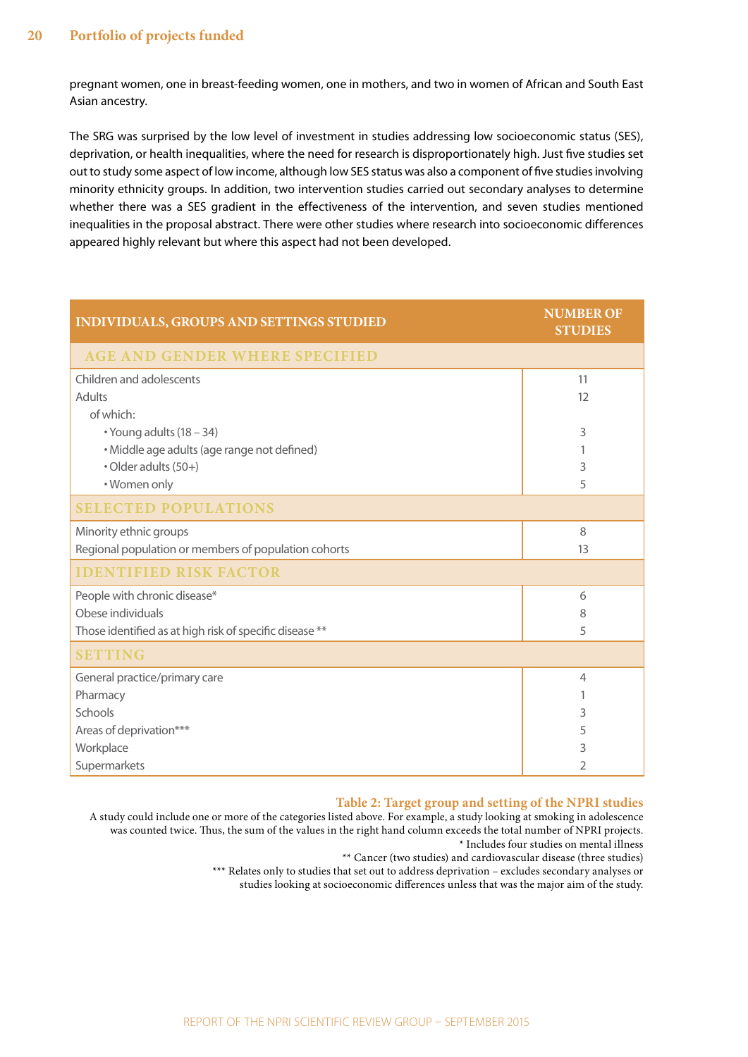pregnant women, one in breast-feeding women, one in mothers, and two in women of African and South East Asian ancestry.

The SRG was surprised by the low level of investment in studies addressing low socioeconomic status (SES), deprivation, or health inequalities, where the need for research is disproportionately high. Just five studies set out to study some aspect of low income, although low SES status was also a component of five studies involving minority ethnicity groups. In addition, two intervention studies carried out secondary analyses to determine whether there was a SES gradient in the effectiveness of the intervention, and seven studies mentioned inequalities in the proposal abstract. There were other studies where research into socioeconomic differences appeared highly relevant but where this aspect had not been developed.

| INDIVIDUALS, GROUPS AND SETTINGS STUDIED | NUMBER OF STUDIES |
|---|---|
| **AGE AND GENDER WHERE SPECIFIED** | |
| Children and adolescents | 11 |
| Adults | 12 |
| of which: | |
| • Young adults (18 – 34) | 3 |
| • Middle age adults (age range not defined) | 1 |
| • Older adults (50+) | 3 |
| • Women only | 5 |
| **SELECTED POPULATIONS** | |
| Minority ethnic groups | 8 |
| Regional population or members of population cohorts | 13 |
| **IDENTIFIED RISK FACTOR** | |
| People with chronic disease* | 6 |
| Obese individuals | 8 |
| Those identified as at high risk of specific disease ** | 5 |
| **SETTING** | |
| General practice/primary care | 4 |
| Pharmacy | 1 |
| Schools | 3 |
| Areas of deprivation*** | 5 |
| Workplace | 3 |
| Supermarkets | 2 |

**Table 2: Target group and setting of the NPRI studies**

A study could include one or more of the categories listed above. For example, a study looking at smoking in adolescence was counted twice. Thus, the sum of the values in the right hand column exceeds the total number of NPRI projects.

\* Includes four studies on mental illness

\** Cancer (two studies) and cardiovascular disease (three studies)

\*** Relates only to studies that set out to address deprivation – excludes secondary analyses or studies looking at socioeconomic differences unless that was the major aim of the study.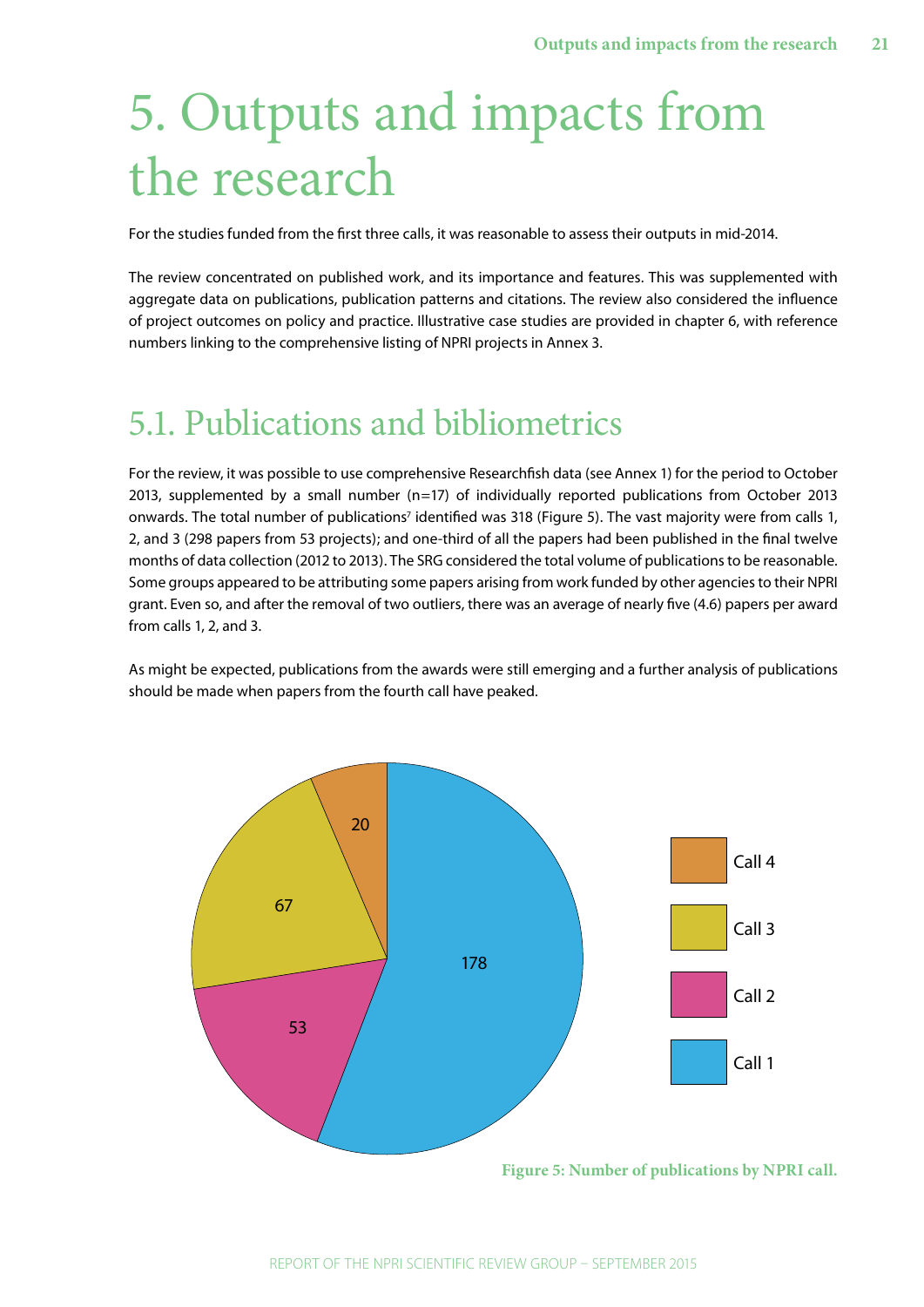# 5. Outputs and impacts from the research

For the studies funded from the first three calls, it was reasonable to assess their outputs in mid-2014.

The review concentrated on published work, and its importance and features. This was supplemented with aggregate data on publications, publication patterns and citations. The review also considered the influence of project outcomes on policy and practice. Illustrative case studies are provided in chapter 6, with reference numbers linking to the comprehensive listing of NPRI projects in Annex 3.

## 5.1. Publications and bibliometrics

For the review, it was possible to use comprehensive Researchfish data (see Annex 1) for the period to October 2013, supplemented by a small number (n=17) of individually reported publications from October 2013 onwards. The total number of publications[7] identified was 318 (Figure 5). The vast majority were from calls 1, 2, and 3 (298 papers from 53 projects); and one-third of all the papers had been published in the final twelve months of data collection (2012 to 2013). The SRG considered the total volume of publications to be reasonable. Some groups appeared to be attributing some papers arising from work funded by other agencies to their NPRI grant. Even so, and after the removal of two outliers, there was an average of nearly five (4.6) papers per award from calls 1, 2, and 3.

As might be expected, publications from the awards were still emerging and a further analysis of publications should be made when papers from the fourth call have peaked.

| Call | Number of publications |
|---|---|
| Call 1 | 178 |
| Call 2 | 53 |
| Call 3 | 67 |
| Call 4 | 20 |

**Figure 5: Number of publications by NPRI call.**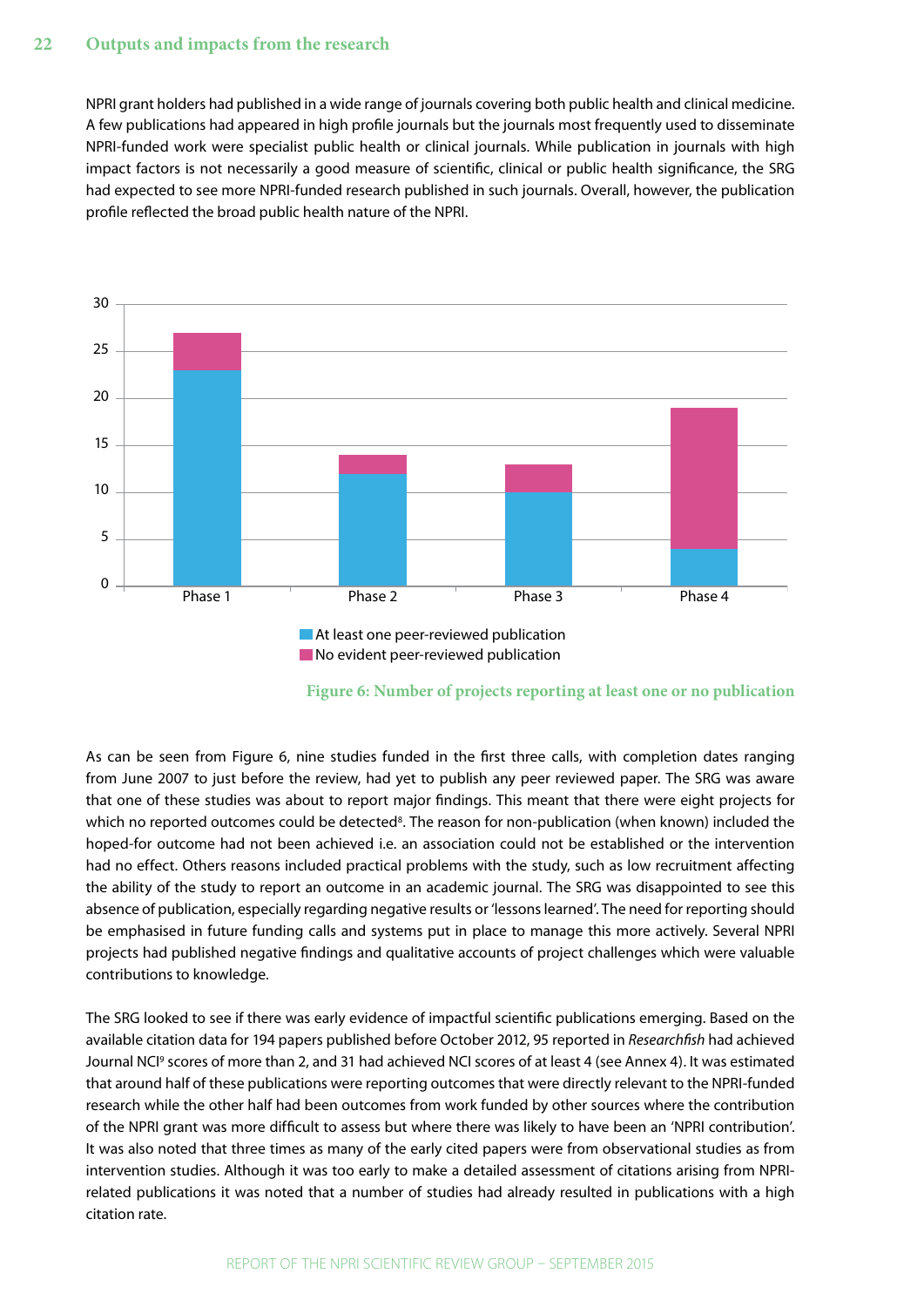NPRI grant holders had published in a wide range of journals covering both public health and clinical medicine. A few publications had appeared in high profile journals but the journals most frequently used to disseminate NPRI-funded work were specialist public health or clinical journals. While publication in journals with high impact factors is not necessarily a good measure of scientific, clinical or public health significance, the SRG had expected to see more NPRI-funded research published in such journals. Overall, however, the publication profile reflected the broad public health nature of the NPRI.

At least one peer-reviewed publication
No evident peer-reviewed publication

**Figure 6: Number of projects reporting at least one or no publication**

As can be seen from Figure 6, nine studies funded in the first three calls, with completion dates ranging from June 2007 to just before the review, had yet to publish any peer reviewed paper. The SRG was aware that one of these studies was about to report major findings. This meant that there were eight projects for which no reported outcomes could be detected[8]. The reason for non-publication (when known) included the hoped-for outcome had not been achieved i.e. an association could not be established or the intervention had no effect. Others reasons included practical problems with the study, such as low recruitment affecting the ability of the study to report an outcome in an academic journal. The SRG was disappointed to see this absence of publication, especially regarding negative results or 'lessons learned'. The need for reporting should be emphasised in future funding calls and systems put in place to manage this more actively. Several NPRI projects had published negative findings and qualitative accounts of project challenges which were valuable contributions to knowledge.

The SRG looked to see if there was early evidence of impactful scientific publications emerging. Based on the available citation data for 194 papers published before October 2012, 95 reported in *Researchfish* had achieved Journal NCI[9] scores of more than 2, and 31 had achieved NCI scores of at least 4 (see Annex 4). It was estimated that around half of these publications were reporting outcomes that were directly relevant to the NPRI-funded research while the other half had been outcomes from work funded by other sources where the contribution of the NPRI grant was more difficult to assess but where there was likely to have been an 'NPRI contribution'. It was also noted that three times as many of the early cited papers were from observational studies as from intervention studies. Although it was too early to make a detailed assessment of citations arising from NPRI-related publications it was noted that a number of studies had already resulted in publications with a high citation rate.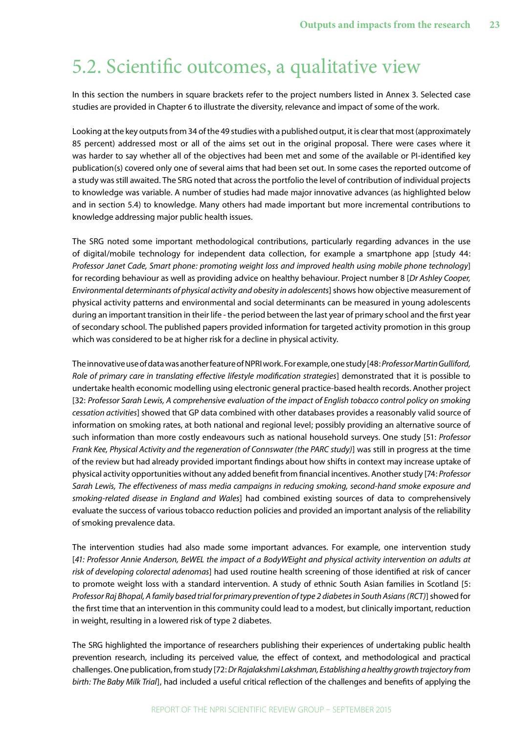# 5.2. Scientific outcomes, a qualitative view

In this section the numbers in square brackets refer to the project numbers listed in Annex 3. Selected case studies are provided in Chapter 6 to illustrate the diversity, relevance and impact of some of the work.

Looking at the key outputs from 34 of the 49 studies with a published output, it is clear that most (approximately 85 percent) addressed most or all of the aims set out in the original proposal. There were cases where it was harder to say whether all of the objectives had been met and some of the available or PI-identified key publication(s) covered only one of several aims that had been set out. In some cases the reported outcome of a study was still awaited. The SRG noted that across the portfolio the level of contribution of individual projects to knowledge was variable. A number of studies had made major innovative advances (as highlighted below and in section 5.4) to knowledge. Many others had made important but more incremental contributions to knowledge addressing major public health issues.

The SRG noted some important methodological contributions, particularly regarding advances in the use of digital/mobile technology for independent data collection, for example a smartphone app [study 44: *Professor Janet Cade, Smart phone: promoting weight loss and improved health using mobile phone technology*] for recording behaviour as well as providing advice on healthy behaviour. Project number 8 [*Dr Ashley Cooper, Environmental determinants of physical activity and obesity in adolescents*] shows how objective measurement of physical activity patterns and environmental and social determinants can be measured in young adolescents during an important transition in their life - the period between the last year of primary school and the first year of secondary school. The published papers provided information for targeted activity promotion in this group which was considered to be at higher risk for a decline in physical activity.

The innovative use of data was another feature of NPRI work. For example, one study [48: *Professor Martin Gulliford, Role of primary care in translating effective lifestyle modification strategies*] demonstrated that it is possible to undertake health economic modelling using electronic general practice-based health records. Another project [32: *Professor Sarah Lewis, A comprehensive evaluation of the impact of English tobacco control policy on smoking cessation activities*] showed that GP data combined with other databases provides a reasonably valid source of information on smoking rates, at both national and regional level; possibly providing an alternative source of such information than more costly endeavours such as national household surveys. One study [51: *Professor Frank Kee, Physical Activity and the regeneration of Connswater (the PARC study)*] was still in progress at the time of the review but had already provided important findings about how shifts in context may increase uptake of physical activity opportunities without any added benefit from financial incentives. Another study [74: *Professor Sarah Lewis, The effectiveness of mass media campaigns in reducing smoking, second-hand smoke exposure and smoking-related disease in England and Wales*] had combined existing sources of data to comprehensively evaluate the success of various tobacco reduction policies and provided an important analysis of the reliability of smoking prevalence data.

The intervention studies had also made some important advances. For example, one intervention study [*41: Professor Annie Anderson, BeWEL the impact of a BodyWEight and physical activity intervention on adults at risk of developing colorectal adenomas*] had used routine health screening of those identified at risk of cancer to promote weight loss with a standard intervention. A study of ethnic South Asian families in Scotland [5: *Professor Raj Bhopal, A family based trial for primary prevention of type 2 diabetes in South Asians (RCT)*] showed for the first time that an intervention in this community could lead to a modest, but clinically important, reduction in weight, resulting in a lowered risk of type 2 diabetes.

The SRG highlighted the importance of researchers publishing their experiences of undertaking public health prevention research, including its perceived value, the effect of context, and methodological and practical challenges. One publication, from study [72: *Dr Rajalakshmi Lakshman, Establishing a healthy growth trajectory from birth: The Baby Milk Trial*], had included a useful critical reflection of the challenges and benefits of applying the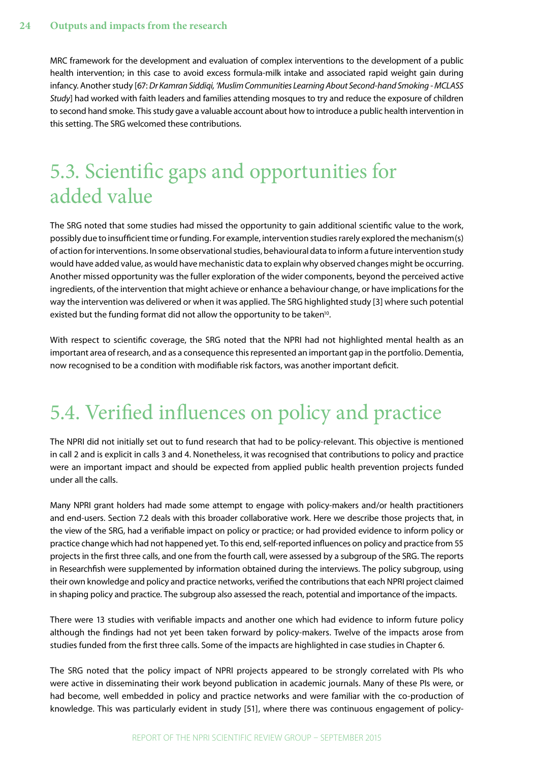MRC framework for the development and evaluation of complex interventions to the development of a public health intervention; in this case to avoid excess formula-milk intake and associated rapid weight gain during infancy. Another study [67: *Dr Kamran Siddiqi, 'Muslim Communities Learning About Second-hand Smoking - MCLASS Study*] had worked with faith leaders and families attending mosques to try and reduce the exposure of children to second hand smoke. This study gave a valuable account about how to introduce a public health intervention in this setting. The SRG welcomed these contributions.

## 5.3. Scientific gaps and opportunities for added value

The SRG noted that some studies had missed the opportunity to gain additional scientific value to the work, possibly due to insufficient time or funding. For example, intervention studies rarely explored the mechanism(s) of action for interventions. In some observational studies, behavioural data to inform a future intervention study would have added value, as would have mechanistic data to explain why observed changes might be occurring. Another missed opportunity was the fuller exploration of the wider components, beyond the perceived active ingredients, of the intervention that might achieve or enhance a behaviour change, or have implications for the way the intervention was delivered or when it was applied. The SRG highlighted study [3] where such potential existed but the funding format did not allow the opportunity to be taken[10].

With respect to scientific coverage, the SRG noted that the NPRI had not highlighted mental health as an important area of research, and as a consequence this represented an important gap in the portfolio. Dementia, now recognised to be a condition with modifiable risk factors, was another important deficit.

## 5.4. Verified influences on policy and practice

The NPRI did not initially set out to fund research that had to be policy-relevant. This objective is mentioned in call 2 and is explicit in calls 3 and 4. Nonetheless, it was recognised that contributions to policy and practice were an important impact and should be expected from applied public health prevention projects funded under all the calls.

Many NPRI grant holders had made some attempt to engage with policy-makers and/or health practitioners and end-users. Section 7.2 deals with this broader collaborative work. Here we describe those projects that, in the view of the SRG, had a verifiable impact on policy or practice; or had provided evidence to inform policy or practice change which had not happened yet. To this end, self-reported influences on policy and practice from 55 projects in the first three calls, and one from the fourth call, were assessed by a subgroup of the SRG. The reports in Researchfish were supplemented by information obtained during the interviews. The policy subgroup, using their own knowledge and policy and practice networks, verified the contributions that each NPRI project claimed in shaping policy and practice. The subgroup also assessed the reach, potential and importance of the impacts.

There were 13 studies with verifiable impacts and another one which had evidence to inform future policy although the findings had not yet been taken forward by policy-makers. Twelve of the impacts arose from studies funded from the first three calls. Some of the impacts are highlighted in case studies in Chapter 6.

The SRG noted that the policy impact of NPRI projects appeared to be strongly correlated with PIs who were active in disseminating their work beyond publication in academic journals. Many of these PIs were, or had become, well embedded in policy and practice networks and were familiar with the co-production of knowledge. This was particularly evident in study [51], where there was continuous engagement of policy-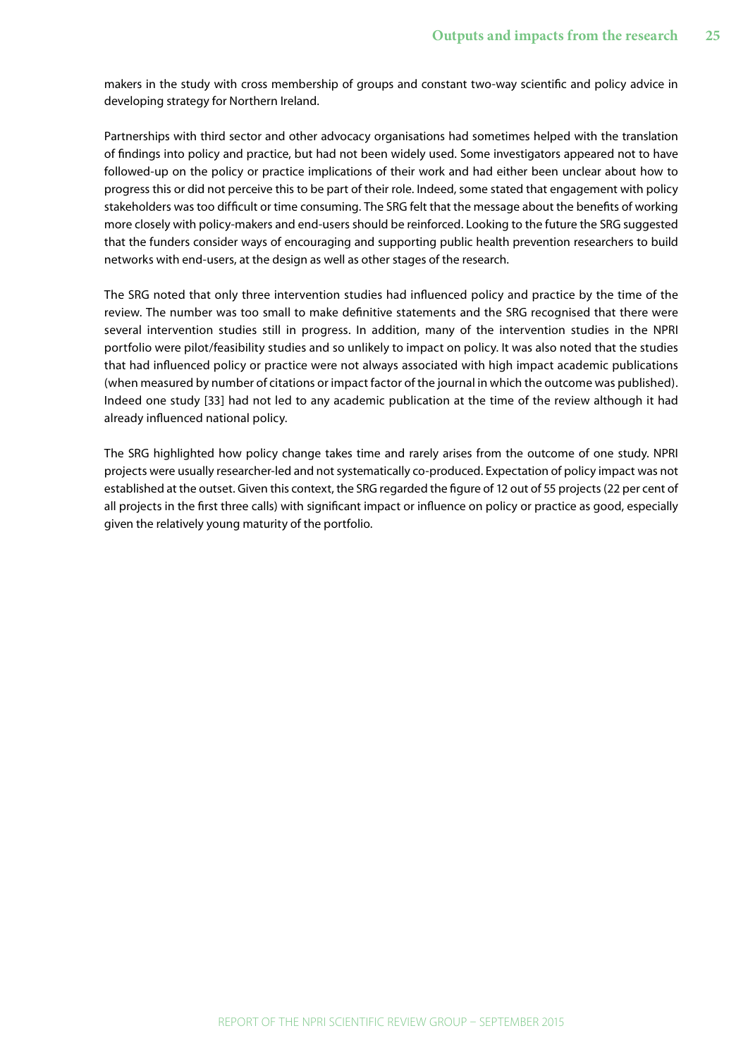makers in the study with cross membership of groups and constant two-way scientific and policy advice in developing strategy for Northern Ireland.

Partnerships with third sector and other advocacy organisations had sometimes helped with the translation of findings into policy and practice, but had not been widely used. Some investigators appeared not to have followed-up on the policy or practice implications of their work and had either been unclear about how to progress this or did not perceive this to be part of their role. Indeed, some stated that engagement with policy stakeholders was too difficult or time consuming. The SRG felt that the message about the benefits of working more closely with policy-makers and end-users should be reinforced. Looking to the future the SRG suggested that the funders consider ways of encouraging and supporting public health prevention researchers to build networks with end-users, at the design as well as other stages of the research.

The SRG noted that only three intervention studies had influenced policy and practice by the time of the review. The number was too small to make definitive statements and the SRG recognised that there were several intervention studies still in progress. In addition, many of the intervention studies in the NPRI portfolio were pilot/feasibility studies and so unlikely to impact on policy. It was also noted that the studies that had influenced policy or practice were not always associated with high impact academic publications (when measured by number of citations or impact factor of the journal in which the outcome was published). Indeed one study [33] had not led to any academic publication at the time of the review although it had already influenced national policy.

The SRG highlighted how policy change takes time and rarely arises from the outcome of one study. NPRI projects were usually researcher-led and not systematically co-produced. Expectation of policy impact was not established at the outset. Given this context, the SRG regarded the figure of 12 out of 55 projects (22 per cent of all projects in the first three calls) with significant impact or influence on policy or practice as good, especially given the relatively young maturity of the portfolio.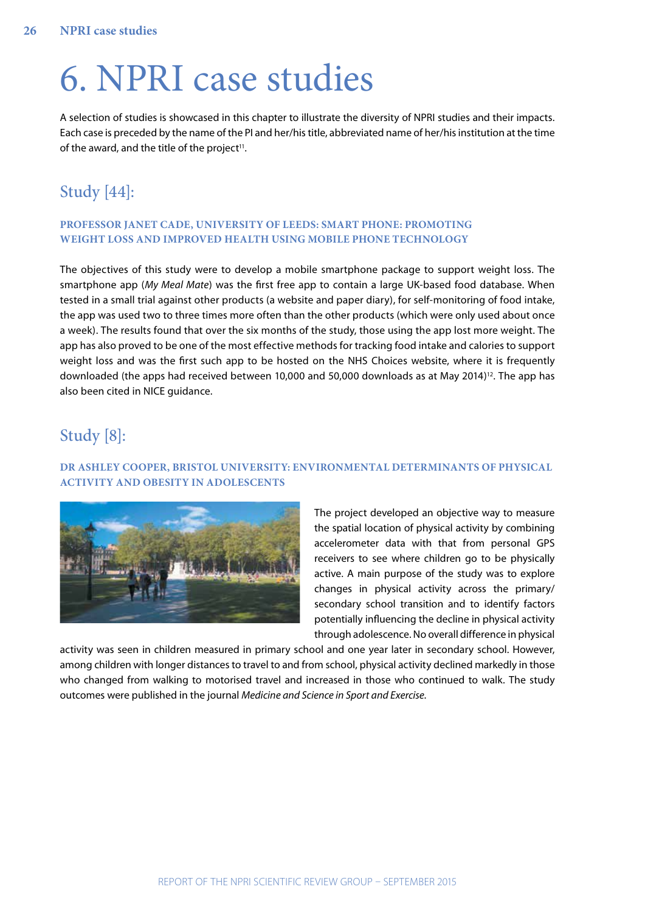# 6. NPRI case studies

A selection of studies is showcased in this chapter to illustrate the diversity of NPRI studies and their impacts. Each case is preceded by the name of the PI and her/his title, abbreviated name of her/his institution at the time of the award, and the title of the project[11].

## Study [44]:

### PROFESSOR JANET CADE, UNIVERSITY OF LEEDS: SMART PHONE: PROMOTING WEIGHT LOSS AND IMPROVED HEALTH USING MOBILE PHONE TECHNOLOGY

The objectives of this study were to develop a mobile smartphone package to support weight loss. The smartphone app (*My Meal Mate*) was the first free app to contain a large UK-based food database. When tested in a small trial against other products (a website and paper diary), for self-monitoring of food intake, the app was used two to three times more often than the other products (which were only used about once a week). The results found that over the six months of the study, those using the app lost more weight. The app has also proved to be one of the most effective methods for tracking food intake and calories to support weight loss and was the first such app to be hosted on the NHS Choices website, where it is frequently downloaded (the apps had received between 10,000 and 50,000 downloads as at May 2014)[12]. The app has also been cited in NICE guidance.

## Study [8]:

### DR ASHLEY COOPER, BRISTOL UNIVERSITY: ENVIRONMENTAL DETERMINANTS OF PHYSICAL ACTIVITY AND OBESITY IN ADOLESCENTS

The project developed an objective way to measure the spatial location of physical activity by combining accelerometer data with that from personal GPS receivers to see where children go to be physically active. A main purpose of the study was to explore changes in physical activity across the primary/secondary school transition and to identify factors potentially influencing the decline in physical activity through adolescence. No overall difference in physical activity was seen in children measured in primary school and one year later in secondary school. However, among children with longer distances to travel to and from school, physical activity declined markedly in those who changed from walking to motorised travel and increased in those who continued to walk. The study outcomes were published in the journal *Medicine and Science in Sport and Exercise*.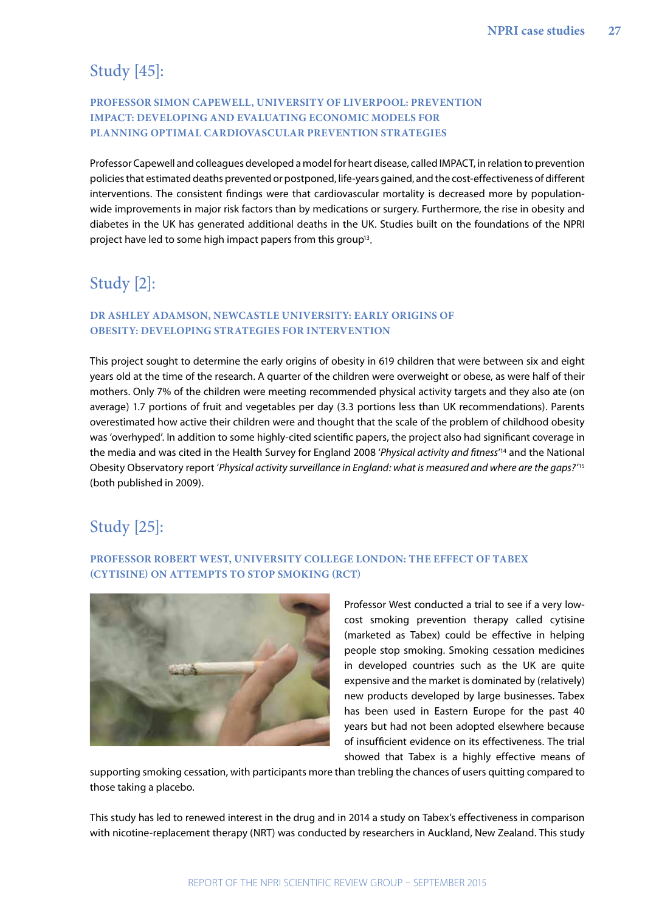## Study [45]:

### PROFESSOR SIMON CAPEWELL, UNIVERSITY OF LIVERPOOL: PREVENTION IMPACT: DEVELOPING AND EVALUATING ECONOMIC MODELS FOR PLANNING OPTIMAL CARDIOVASCULAR PREVENTION STRATEGIES

Professor Capewell and colleagues developed a model for heart disease, called IMPACT, in relation to prevention policies that estimated deaths prevented or postponed, life-years gained, and the cost-effectiveness of different interventions. The consistent findings were that cardiovascular mortality is decreased more by population-wide improvements in major risk factors than by medications or surgery. Furthermore, the rise in obesity and diabetes in the UK has generated additional deaths in the UK. Studies built on the foundations of the NPRI project have led to some high impact papers from this group[13].

## Study [2]:

### DR ASHLEY ADAMSON, NEWCASTLE UNIVERSITY: EARLY ORIGINS OF OBESITY: DEVELOPING STRATEGIES FOR INTERVENTION

This project sought to determine the early origins of obesity in 619 children that were between six and eight years old at the time of the research. A quarter of the children were overweight or obese, as were half of their mothers. Only 7% of the children were meeting recommended physical activity targets and they also ate (on average) 1.7 portions of fruit and vegetables per day (3.3 portions less than UK recommendations). Parents overestimated how active their children were and thought that the scale of the problem of childhood obesity was 'overhyped'. In addition to some highly-cited scientific papers, the project also had significant coverage in the media and was cited in the Health Survey for England 2008 '*Physical activity and fitness*'[14] and the National Obesity Observatory report '*Physical activity surveillance in England: what is measured and where are the gaps?*'[15] (both published in 2009).

## Study [25]:

### PROFESSOR ROBERT WEST, UNIVERSITY COLLEGE LONDON: THE EFFECT OF TABEX (CYTISINE) ON ATTEMPTS TO STOP SMOKING (RCT)

Professor West conducted a trial to see if a very low-cost smoking prevention therapy called cytisine (marketed as Tabex) could be effective in helping people stop smoking. Smoking cessation medicines in developed countries such as the UK are quite expensive and the market is dominated by (relatively) new products developed by large businesses. Tabex has been used in Eastern Europe for the past 40 years but had not been adopted elsewhere because of insufficient evidence on its effectiveness. The trial showed that Tabex is a highly effective means of supporting smoking cessation, with participants more than trebling the chances of users quitting compared to those taking a placebo.

This study has led to renewed interest in the drug and in 2014 a study on Tabex's effectiveness in comparison with nicotine-replacement therapy (NRT) was conducted by researchers in Auckland, New Zealand. This study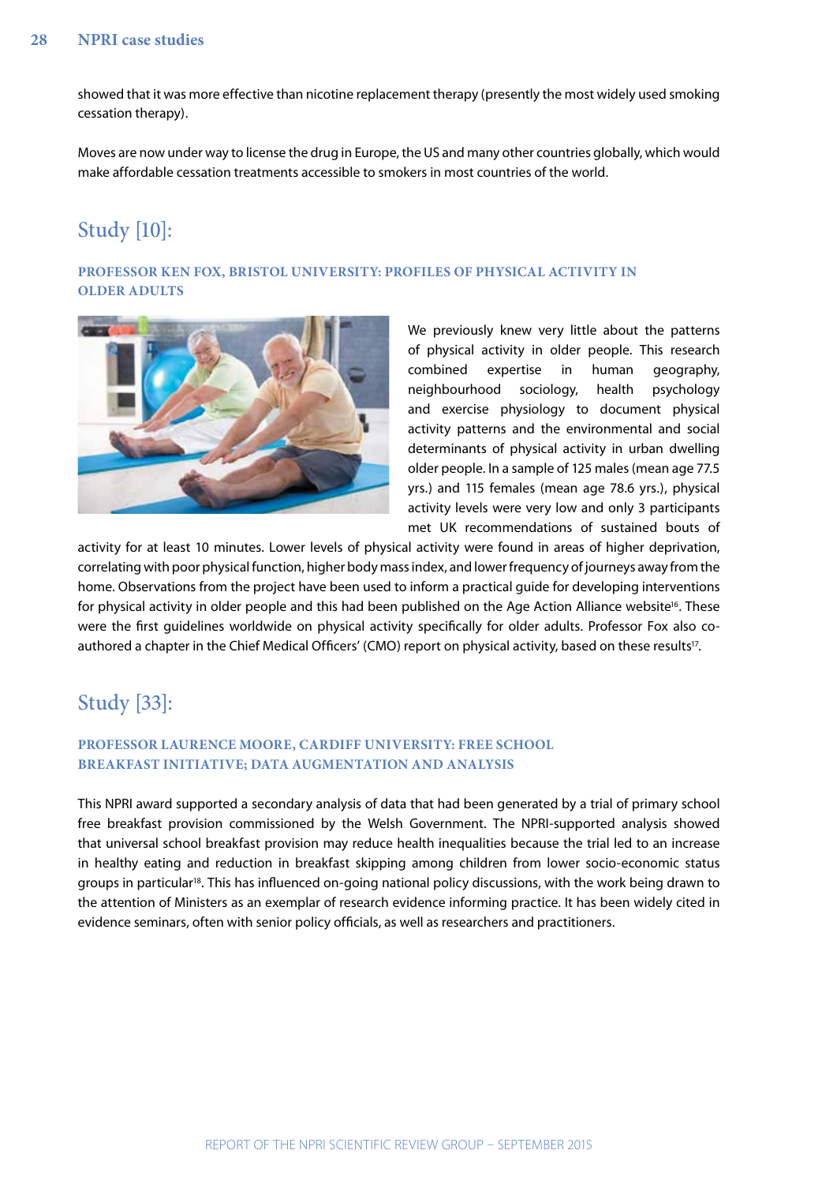showed that it was more effective than nicotine replacement therapy (presently the most widely used smoking cessation therapy).

Moves are now under way to license the drug in Europe, the US and many other countries globally, which would make affordable cessation treatments accessible to smokers in most countries of the world.

## Study [10]:

### PROFESSOR KEN FOX, BRISTOL UNIVERSITY: PROFILES OF PHYSICAL ACTIVITY IN OLDER ADULTS

We previously knew very little about the patterns of physical activity in older people. This research combined expertise in human geography, neighbourhood sociology, health psychology and exercise physiology to document physical activity patterns and the environmental and social determinants of physical activity in urban dwelling older people. In a sample of 125 males (mean age 77.5 yrs.) and 115 females (mean age 78.6 yrs.), physical activity levels were very low and only 3 participants met UK recommendations of sustained bouts of activity for at least 10 minutes. Lower levels of physical activity were found in areas of higher deprivation, correlating with poor physical function, higher body mass index, and lower frequency of journeys away from the home. Observations from the project have been used to inform a practical guide for developing interventions for physical activity in older people and this had been published on the Age Action Alliance website[16]. These were the first guidelines worldwide on physical activity specifically for older adults. Professor Fox also co-authored a chapter in the Chief Medical Officers' (CMO) report on physical activity, based on these results[17].

## Study [33]:

### PROFESSOR LAURENCE MOORE, CARDIFF UNIVERSITY: FREE SCHOOL BREAKFAST INITIATIVE; DATA AUGMENTATION AND ANALYSIS

This NPRI award supported a secondary analysis of data that had been generated by a trial of primary school free breakfast provision commissioned by the Welsh Government. The NPRI-supported analysis showed that universal school breakfast provision may reduce health inequalities because the trial led to an increase in healthy eating and reduction in breakfast skipping among children from lower socio-economic status groups in particular[18]. This has influenced on-going national policy discussions, with the work being drawn to the attention of Ministers as an exemplar of research evidence informing practice. It has been widely cited in evidence seminars, often with senior policy officials, as well as researchers and practitioners.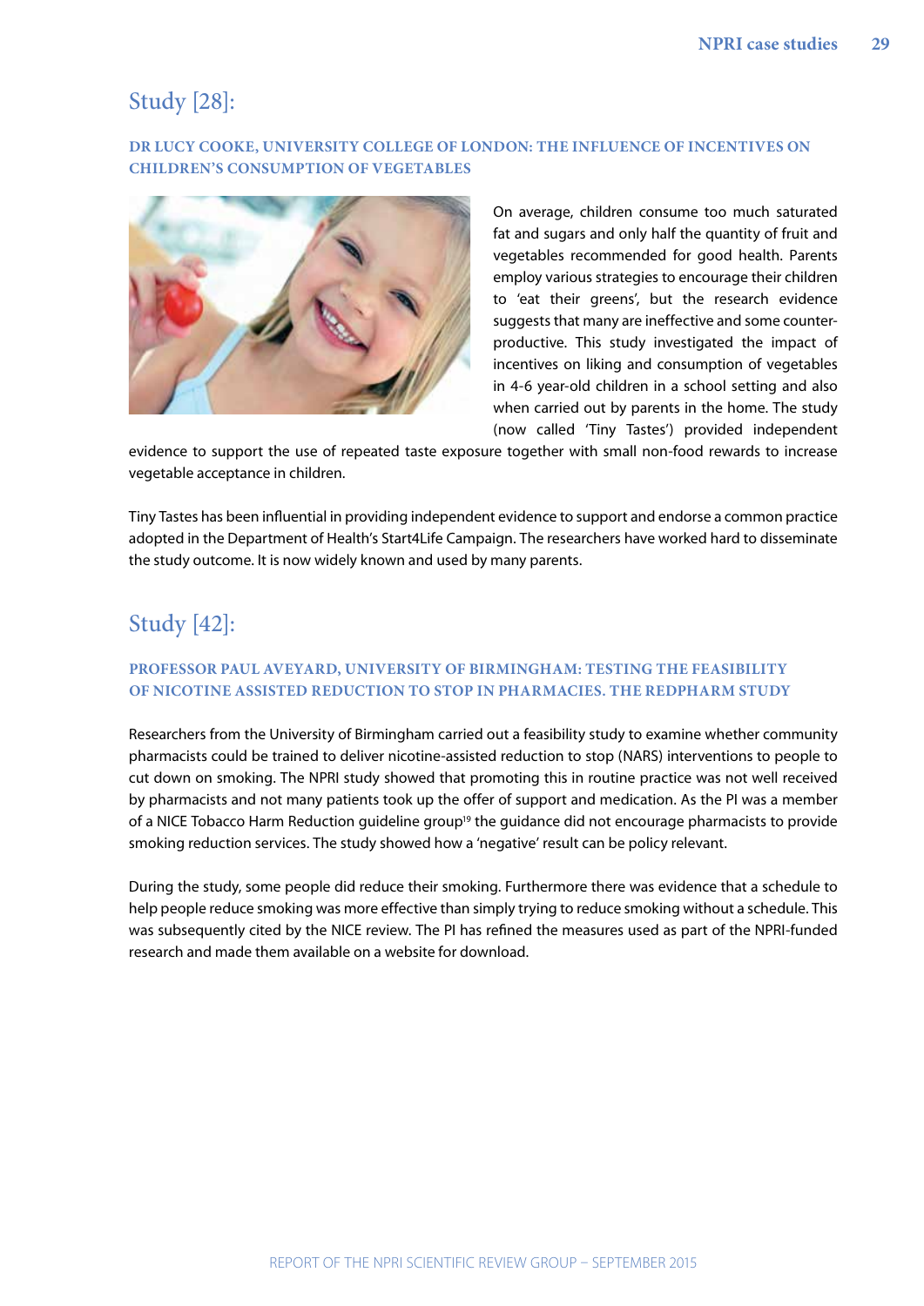## Study [28]:

### DR LUCY COOKE, UNIVERSITY COLLEGE OF LONDON: THE INFLUENCE OF INCENTIVES ON CHILDREN'S CONSUMPTION OF VEGETABLES

On average, children consume too much saturated fat and sugars and only half the quantity of fruit and vegetables recommended for good health. Parents employ various strategies to encourage their children to 'eat their greens', but the research evidence suggests that many are ineffective and some counter-productive. This study investigated the impact of incentives on liking and consumption of vegetables in 4-6 year-old children in a school setting and also when carried out by parents in the home. The study (now called 'Tiny Tastes') provided independent evidence to support the use of repeated taste exposure together with small non-food rewards to increase vegetable acceptance in children.

Tiny Tastes has been influential in providing independent evidence to support and endorse a common practice adopted in the Department of Health's Start4Life Campaign. The researchers have worked hard to disseminate the study outcome. It is now widely known and used by many parents.

## Study [42]:

### PROFESSOR PAUL AVEYARD, UNIVERSITY OF BIRMINGHAM: TESTING THE FEASIBILITY OF NICOTINE ASSISTED REDUCTION TO STOP IN PHARMACIES. THE REDPHARM STUDY

Researchers from the University of Birmingham carried out a feasibility study to examine whether community pharmacists could be trained to deliver nicotine-assisted reduction to stop (NARS) interventions to people to cut down on smoking. The NPRI study showed that promoting this in routine practice was not well received by pharmacists and not many patients took up the offer of support and medication. As the PI was a member of a NICE Tobacco Harm Reduction guideline group[19] the guidance did not encourage pharmacists to provide smoking reduction services. The study showed how a 'negative' result can be policy relevant.

During the study, some people did reduce their smoking. Furthermore there was evidence that a schedule to help people reduce smoking was more effective than simply trying to reduce smoking without a schedule. This was subsequently cited by the NICE review. The PI has refined the measures used as part of the NPRI-funded research and made them available on a website for download.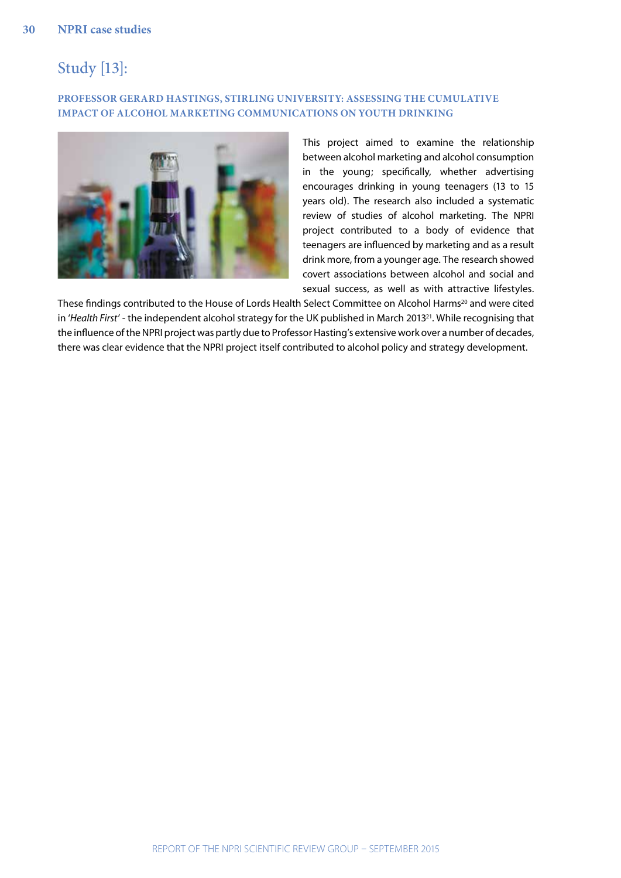## Study [13]:

### PROFESSOR GERARD HASTINGS, STIRLING UNIVERSITY: ASSESSING THE CUMULATIVE IMPACT OF ALCOHOL MARKETING COMMUNICATIONS ON YOUTH DRINKING

This project aimed to examine the relationship between alcohol marketing and alcohol consumption in the young; specifically, whether advertising encourages drinking in young teenagers (13 to 15 years old). The research also included a systematic review of studies of alcohol marketing. The NPRI project contributed to a body of evidence that teenagers are influenced by marketing and as a result drink more, from a younger age. The research showed covert associations between alcohol and social and sexual success, as well as with attractive lifestyles. These findings contributed to the House of Lords Health Select Committee on Alcohol Harms[20] and were cited in '*Health First*' - the independent alcohol strategy for the UK published in March 2013[21]. While recognising that the influence of the NPRI project was partly due to Professor Hasting's extensive work over a number of decades, there was clear evidence that the NPRI project itself contributed to alcohol policy and strategy development.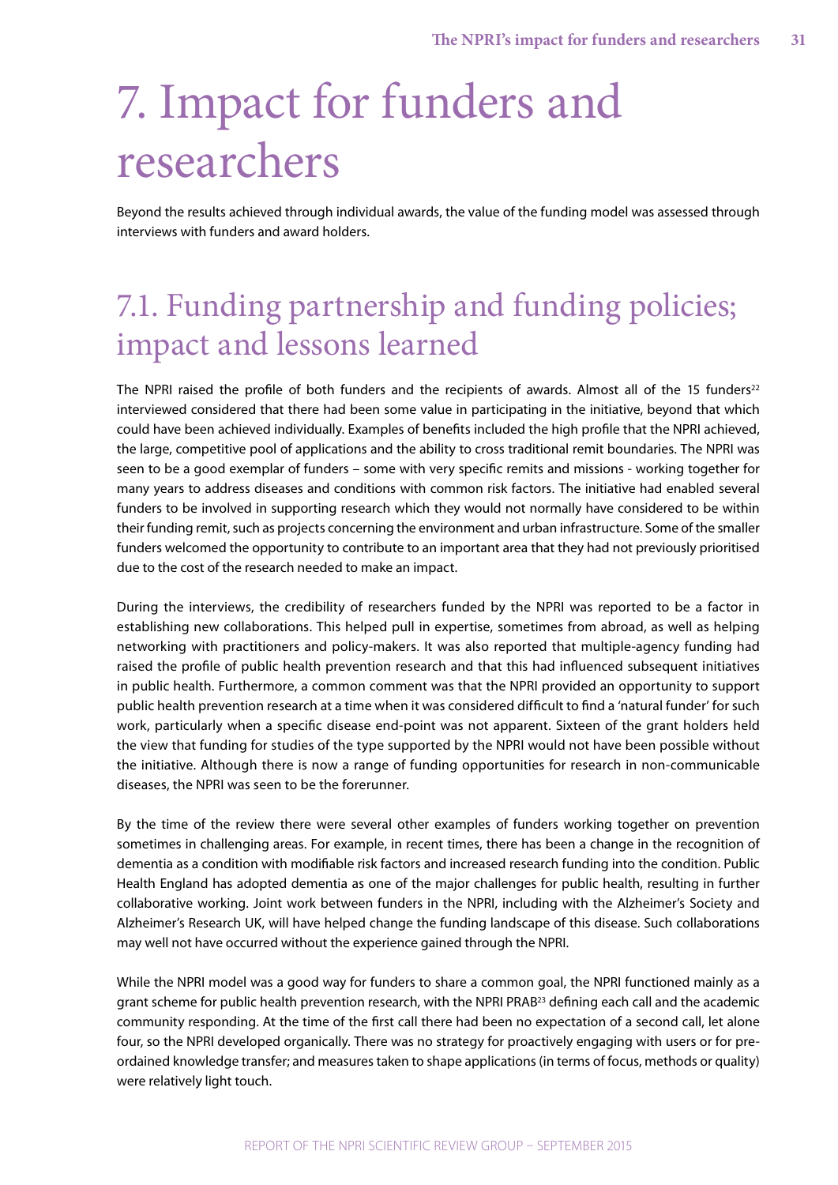# 7. Impact for funders and researchers

Beyond the results achieved through individual awards, the value of the funding model was assessed through interviews with funders and award holders.

## 7.1. Funding partnership and funding policies; impact and lessons learned

The NPRI raised the profile of both funders and the recipients of awards. Almost all of the 15 funders[22] interviewed considered that there had been some value in participating in the initiative, beyond that which could have been achieved individually. Examples of benefits included the high profile that the NPRI achieved, the large, competitive pool of applications and the ability to cross traditional remit boundaries. The NPRI was seen to be a good exemplar of funders – some with very specific remits and missions - working together for many years to address diseases and conditions with common risk factors. The initiative had enabled several funders to be involved in supporting research which they would not normally have considered to be within their funding remit, such as projects concerning the environment and urban infrastructure. Some of the smaller funders welcomed the opportunity to contribute to an important area that they had not previously prioritised due to the cost of the research needed to make an impact.

During the interviews, the credibility of researchers funded by the NPRI was reported to be a factor in establishing new collaborations. This helped pull in expertise, sometimes from abroad, as well as helping networking with practitioners and policy-makers. It was also reported that multiple-agency funding had raised the profile of public health prevention research and that this had influenced subsequent initiatives in public health. Furthermore, a common comment was that the NPRI provided an opportunity to support public health prevention research at a time when it was considered difficult to find a 'natural funder' for such work, particularly when a specific disease end-point was not apparent. Sixteen of the grant holders held the view that funding for studies of the type supported by the NPRI would not have been possible without the initiative. Although there is now a range of funding opportunities for research in non-communicable diseases, the NPRI was seen to be the forerunner.

By the time of the review there were several other examples of funders working together on prevention sometimes in challenging areas. For example, in recent times, there has been a change in the recognition of dementia as a condition with modifiable risk factors and increased research funding into the condition. Public Health England has adopted dementia as one of the major challenges for public health, resulting in further collaborative working. Joint work between funders in the NPRI, including with the Alzheimer's Society and Alzheimer's Research UK, will have helped change the funding landscape of this disease. Such collaborations may well not have occurred without the experience gained through the NPRI.

While the NPRI model was a good way for funders to share a common goal, the NPRI functioned mainly as a grant scheme for public health prevention research, with the NPRI PRAB[23] defining each call and the academic community responding. At the time of the first call there had been no expectation of a second call, let alone four, so the NPRI developed organically. There was no strategy for proactively engaging with users or for pre-ordained knowledge transfer; and measures taken to shape applications (in terms of focus, methods or quality) were relatively light touch.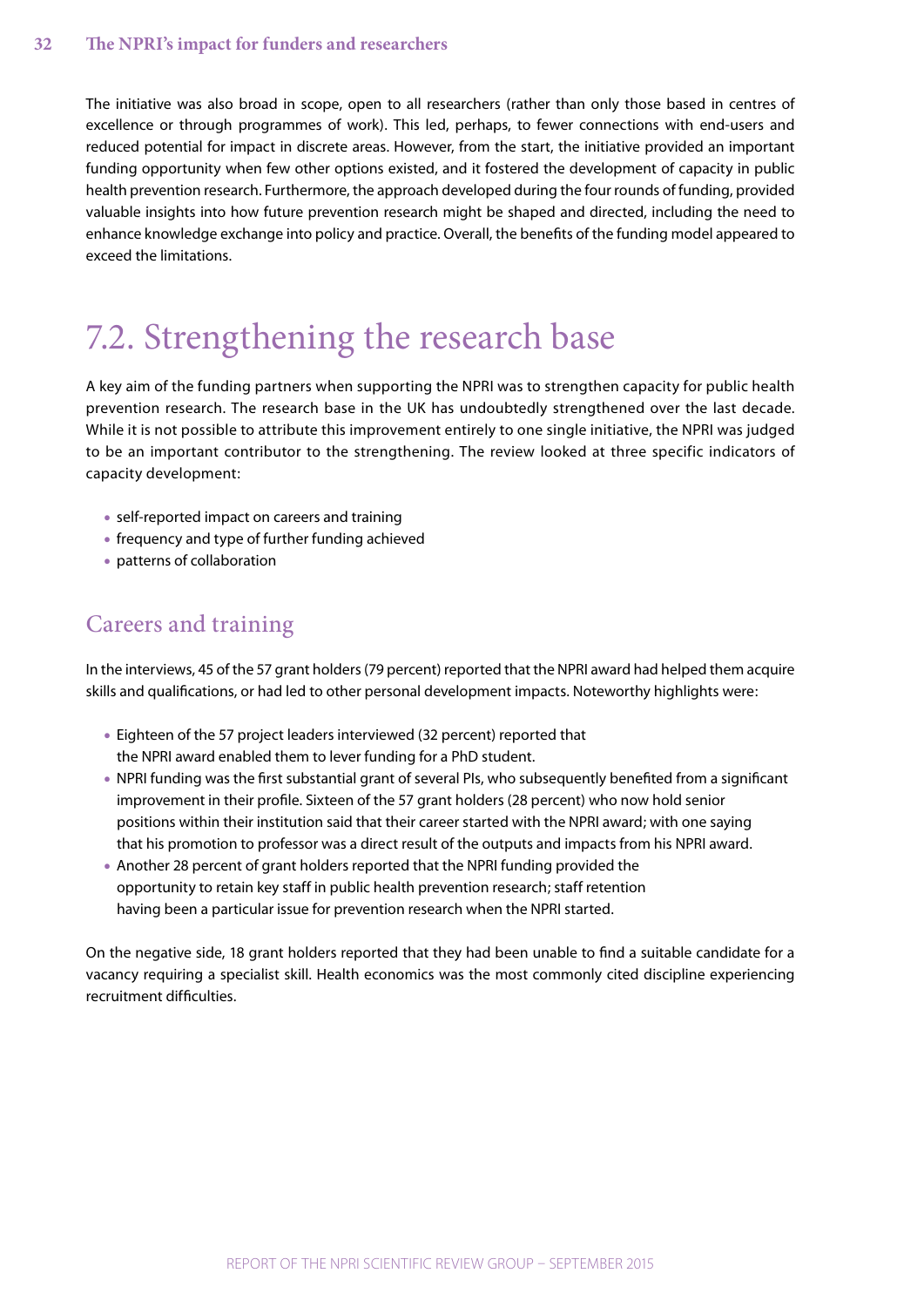The initiative was also broad in scope, open to all researchers (rather than only those based in centres of excellence or through programmes of work). This led, perhaps, to fewer connections with end-users and reduced potential for impact in discrete areas. However, from the start, the initiative provided an important funding opportunity when few other options existed, and it fostered the development of capacity in public health prevention research. Furthermore, the approach developed during the four rounds of funding, provided valuable insights into how future prevention research might be shaped and directed, including the need to enhance knowledge exchange into policy and practice. Overall, the benefits of the funding model appeared to exceed the limitations.

## 7.2. Strengthening the research base

A key aim of the funding partners when supporting the NPRI was to strengthen capacity for public health prevention research. The research base in the UK has undoubtedly strengthened over the last decade. While it is not possible to attribute this improvement entirely to one single initiative, the NPRI was judged to be an important contributor to the strengthening. The review looked at three specific indicators of capacity development:

- self-reported impact on careers and training
- frequency and type of further funding achieved
- patterns of collaboration

### Careers and training

In the interviews, 45 of the 57 grant holders (79 percent) reported that the NPRI award had helped them acquire skills and qualifications, or had led to other personal development impacts. Noteworthy highlights were:

- Eighteen of the 57 project leaders interviewed (32 percent) reported that the NPRI award enabled them to lever funding for a PhD student.
- NPRI funding was the first substantial grant of several PIs, who subsequently benefited from a significant improvement in their profile. Sixteen of the 57 grant holders (28 percent) who now hold senior positions within their institution said that their career started with the NPRI award; with one saying that his promotion to professor was a direct result of the outputs and impacts from his NPRI award.
- Another 28 percent of grant holders reported that the NPRI funding provided the opportunity to retain key staff in public health prevention research; staff retention having been a particular issue for prevention research when the NPRI started.

On the negative side, 18 grant holders reported that they had been unable to find a suitable candidate for a vacancy requiring a specialist skill. Health economics was the most commonly cited discipline experiencing recruitment difficulties.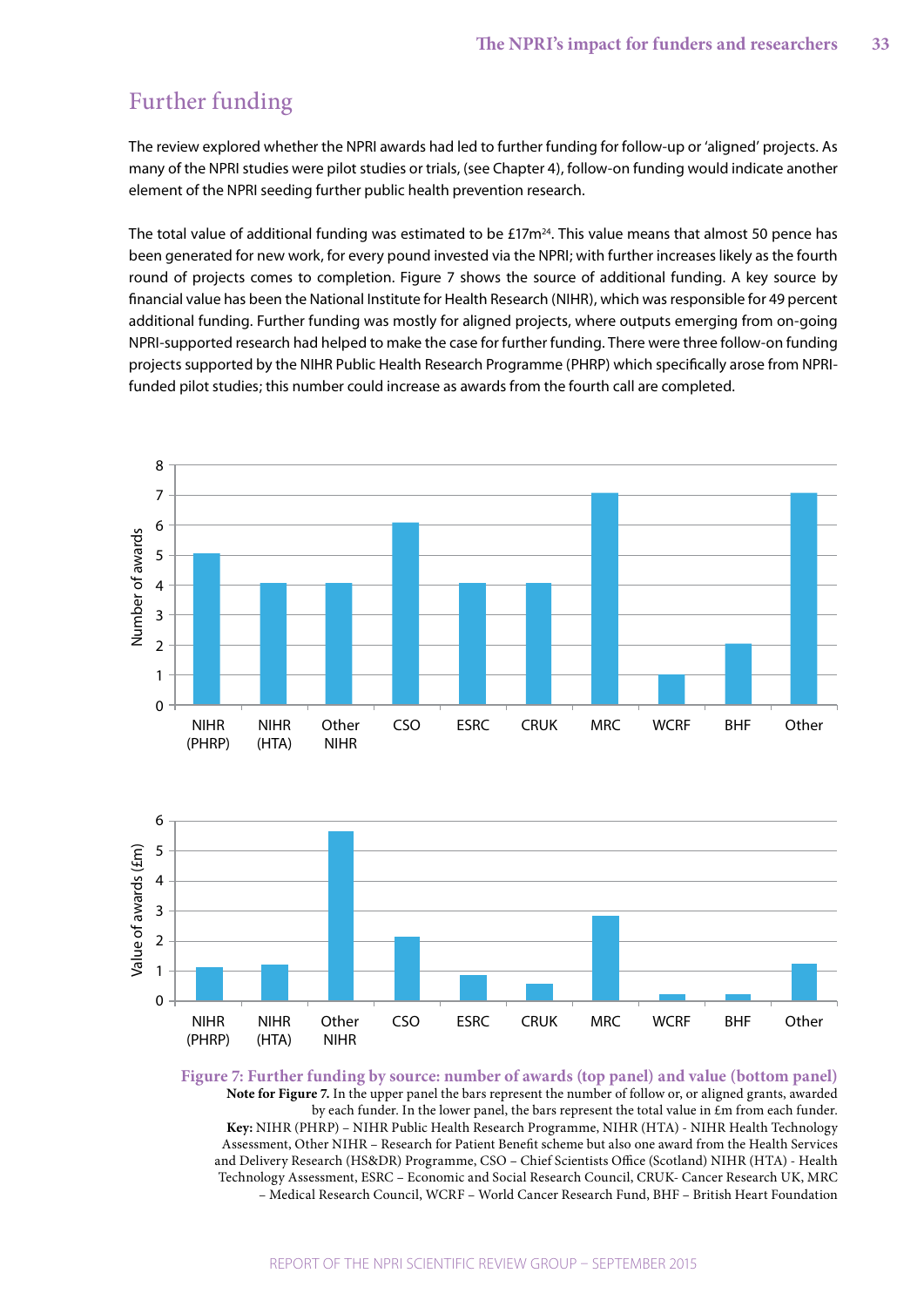## Further funding

The review explored whether the NPRI awards had led to further funding for follow-up or 'aligned' projects. As many of the NPRI studies were pilot studies or trials, (see Chapter 4), follow-on funding would indicate another element of the NPRI seeding further public health prevention research.

The total value of additional funding was estimated to be £17m[24]. This value means that almost 50 pence has been generated for new work, for every pound invested via the NPRI; with further increases likely as the fourth round of projects comes to completion. Figure 7 shows the source of additional funding. A key source by financial value has been the National Institute for Health Research (NIHR), which was responsible for 49 percent additional funding. Further funding was mostly for aligned projects, where outputs emerging from on-going NPRI-supported research had helped to make the case for further funding. There were three follow-on funding projects supported by the NIHR Public Health Research Programme (PHRP) which specifically arose from NPRI-funded pilot studies; this number could increase as awards from the fourth call are completed.

**Figure 7: Further funding by source: number of awards (top panel) and value (bottom panel)**

**Note for Figure 7.** In the upper panel the bars represent the number of follow or, or aligned grants, awarded by each funder. In the lower panel, the bars represent the total value in £m from each funder.

**Key:** NIHR (PHRP) – NIHR Public Health Research Programme, NIHR (HTA) - NIHR Health Technology Assessment, Other NIHR – Research for Patient Benefit scheme but also one award from the Health Services and Delivery Research (HS&DR) Programme, CSO – Chief Scientists Office (Scotland) NIHR (HTA) - Health Technology Assessment, ESRC – Economic and Social Research Council, CRUK- Cancer Research UK, MRC – Medical Research Council, WCRF – World Cancer Research Fund, BHF – British Heart Foundation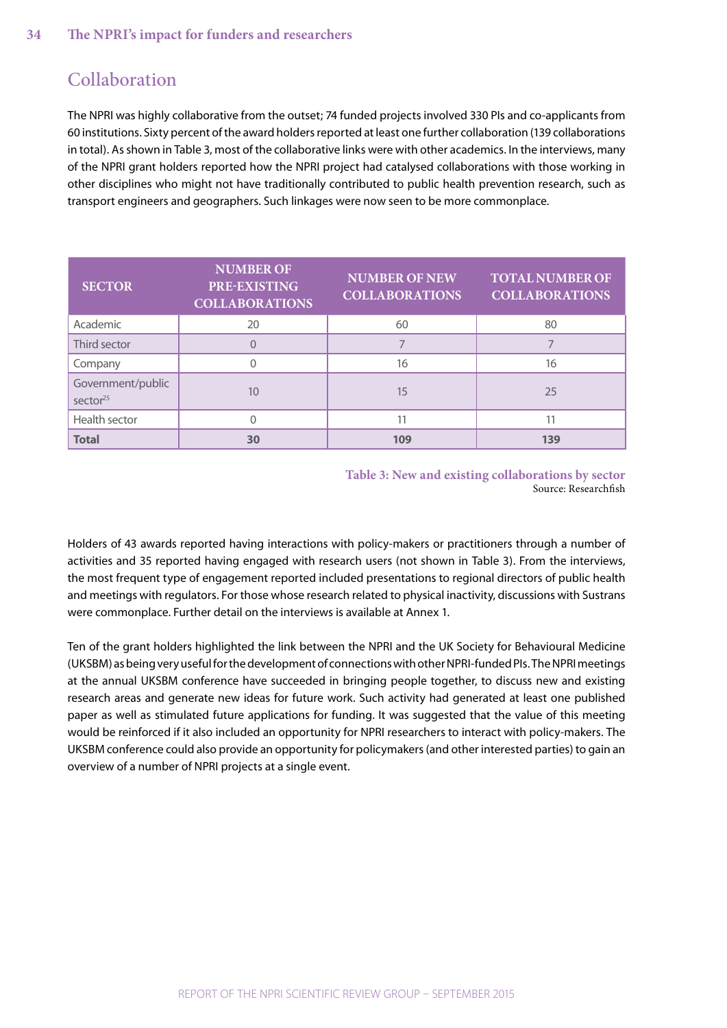## Collaboration

The NPRI was highly collaborative from the outset; 74 funded projects involved 330 PIs and co-applicants from 60 institutions. Sixty percent of the award holders reported at least one further collaboration (139 collaborations in total). As shown in Table 3, most of the collaborative links were with other academics. In the interviews, many of the NPRI grant holders reported how the NPRI project had catalysed collaborations with those working in other disciplines who might not have traditionally contributed to public health prevention research, such as transport engineers and geographers. Such linkages were now seen to be more commonplace.

| SECTOR | NUMBER OF PRE-EXISTING COLLABORATIONS | NUMBER OF NEW COLLABORATIONS | TOTAL NUMBER OF COLLABORATIONS |
|---|---|---|---|
| Academic | 20 | 60 | 80 |
| Third sector | 0 | 7 | 7 |
| Company | 0 | 16 | 16 |
| Government/public sector[25] | 10 | 15 | 25 |
| Health sector | 0 | 11 | 11 |
| **Total** | **30** | **109** | **139** |

**Table 3: New and existing collaborations by sector**
Source: Researchfish

Holders of 43 awards reported having interactions with policy-makers or practitioners through a number of activities and 35 reported having engaged with research users (not shown in Table 3). From the interviews, the most frequent type of engagement reported included presentations to regional directors of public health and meetings with regulators. For those whose research related to physical inactivity, discussions with Sustrans were commonplace. Further detail on the interviews is available at Annex 1.

Ten of the grant holders highlighted the link between the NPRI and the UK Society for Behavioural Medicine (UKSBM) as being very useful for the development of connections with other NPRI-funded PIs. The NPRI meetings at the annual UKSBM conference have succeeded in bringing people together, to discuss new and existing research areas and generate new ideas for future work. Such activity had generated at least one published paper as well as stimulated future applications for funding. It was suggested that the value of this meeting would be reinforced if it also included an opportunity for NPRI researchers to interact with policy-makers. The UKSBM conference could also provide an opportunity for policymakers (and other interested parties) to gain an overview of a number of NPRI projects at a single event.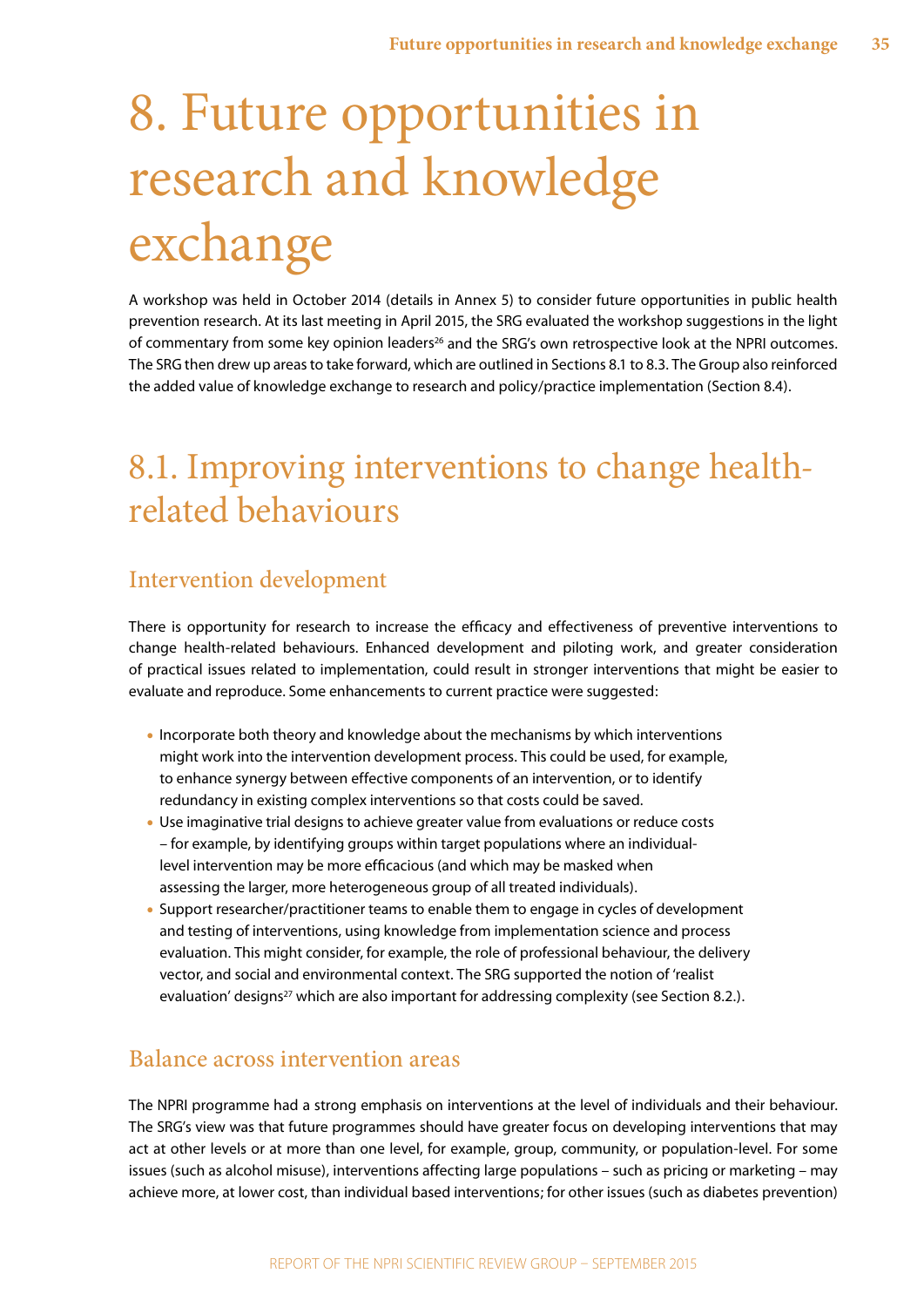# 8. Future opportunities in research and knowledge exchange

A workshop was held in October 2014 (details in Annex 5) to consider future opportunities in public health prevention research. At its last meeting in April 2015, the SRG evaluated the workshop suggestions in the light of commentary from some key opinion leaders[26] and the SRG's own retrospective look at the NPRI outcomes. The SRG then drew up areas to take forward, which are outlined in Sections 8.1 to 8.3. The Group also reinforced the added value of knowledge exchange to research and policy/practice implementation (Section 8.4).

## 8.1. Improving interventions to change health-related behaviours

### Intervention development

There is opportunity for research to increase the efficacy and effectiveness of preventive interventions to change health-related behaviours. Enhanced development and piloting work, and greater consideration of practical issues related to implementation, could result in stronger interventions that might be easier to evaluate and reproduce. Some enhancements to current practice were suggested:

- Incorporate both theory and knowledge about the mechanisms by which interventions might work into the intervention development process. This could be used, for example, to enhance synergy between effective components of an intervention, or to identify redundancy in existing complex interventions so that costs could be saved.
- Use imaginative trial designs to achieve greater value from evaluations or reduce costs – for example, by identifying groups within target populations where an individual-level intervention may be more efficacious (and which may be masked when assessing the larger, more heterogeneous group of all treated individuals).
- Support researcher/practitioner teams to enable them to engage in cycles of development and testing of interventions, using knowledge from implementation science and process evaluation. This might consider, for example, the role of professional behaviour, the delivery vector, and social and environmental context. The SRG supported the notion of 'realist evaluation' designs[27] which are also important for addressing complexity (see Section 8.2.).

### Balance across intervention areas

The NPRI programme had a strong emphasis on interventions at the level of individuals and their behaviour. The SRG's view was that future programmes should have greater focus on developing interventions that may act at other levels or at more than one level, for example, group, community, or population-level. For some issues (such as alcohol misuse), interventions affecting large populations – such as pricing or marketing – may achieve more, at lower cost, than individual based interventions; for other issues (such as diabetes prevention)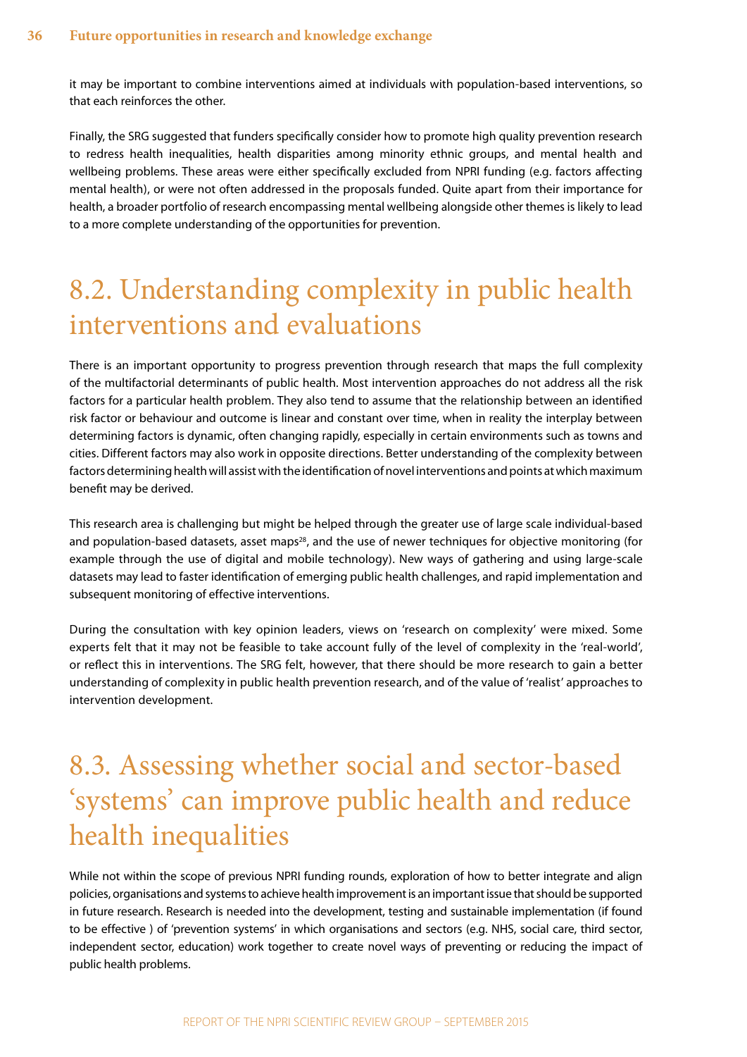it may be important to combine interventions aimed at individuals with population-based interventions, so that each reinforces the other.

Finally, the SRG suggested that funders specifically consider how to promote high quality prevention research to redress health inequalities, health disparities among minority ethnic groups, and mental health and wellbeing problems. These areas were either specifically excluded from NPRI funding (e.g. factors affecting mental health), or were not often addressed in the proposals funded. Quite apart from their importance for health, a broader portfolio of research encompassing mental wellbeing alongside other themes is likely to lead to a more complete understanding of the opportunities for prevention.

## 8.2. Understanding complexity in public health interventions and evaluations

There is an important opportunity to progress prevention through research that maps the full complexity of the multifactorial determinants of public health. Most intervention approaches do not address all the risk factors for a particular health problem. They also tend to assume that the relationship between an identified risk factor or behaviour and outcome is linear and constant over time, when in reality the interplay between determining factors is dynamic, often changing rapidly, especially in certain environments such as towns and cities. Different factors may also work in opposite directions. Better understanding of the complexity between factors determining health will assist with the identification of novel interventions and points at which maximum benefit may be derived.

This research area is challenging but might be helped through the greater use of large scale individual-based and population-based datasets, asset maps[28], and the use of newer techniques for objective monitoring (for example through the use of digital and mobile technology). New ways of gathering and using large-scale datasets may lead to faster identification of emerging public health challenges, and rapid implementation and subsequent monitoring of effective interventions.

During the consultation with key opinion leaders, views on 'research on complexity' were mixed. Some experts felt that it may not be feasible to take account fully of the level of complexity in the 'real-world', or reflect this in interventions. The SRG felt, however, that there should be more research to gain a better understanding of complexity in public health prevention research, and of the value of 'realist' approaches to intervention development.

## 8.3. Assessing whether social and sector-based 'systems' can improve public health and reduce health inequalities

While not within the scope of previous NPRI funding rounds, exploration of how to better integrate and align policies, organisations and systems to achieve health improvement is an important issue that should be supported in future research. Research is needed into the development, testing and sustainable implementation (if found to be effective ) of 'prevention systems' in which organisations and sectors (e.g. NHS, social care, third sector, independent sector, education) work together to create novel ways of preventing or reducing the impact of public health problems.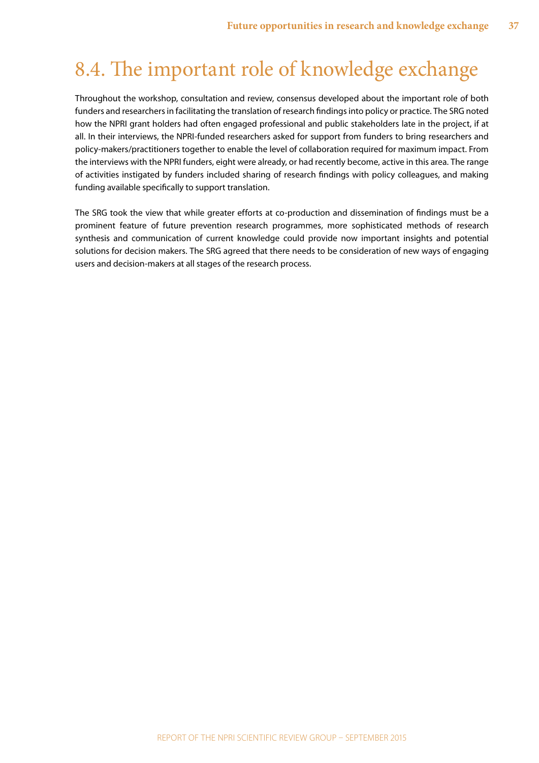# 8.4. The important role of knowledge exchange

Throughout the workshop, consultation and review, consensus developed about the important role of both funders and researchers in facilitating the translation of research findings into policy or practice. The SRG noted how the NPRI grant holders had often engaged professional and public stakeholders late in the project, if at all. In their interviews, the NPRI-funded researchers asked for support from funders to bring researchers and policy-makers/practitioners together to enable the level of collaboration required for maximum impact. From the interviews with the NPRI funders, eight were already, or had recently become, active in this area. The range of activities instigated by funders included sharing of research findings with policy colleagues, and making funding available specifically to support translation.

The SRG took the view that while greater efforts at co-production and dissemination of findings must be a prominent feature of future prevention research programmes, more sophisticated methods of research synthesis and communication of current knowledge could provide now important insights and potential solutions for decision makers. The SRG agreed that there needs to be consideration of new ways of engaging users and decision-makers at all stages of the research process.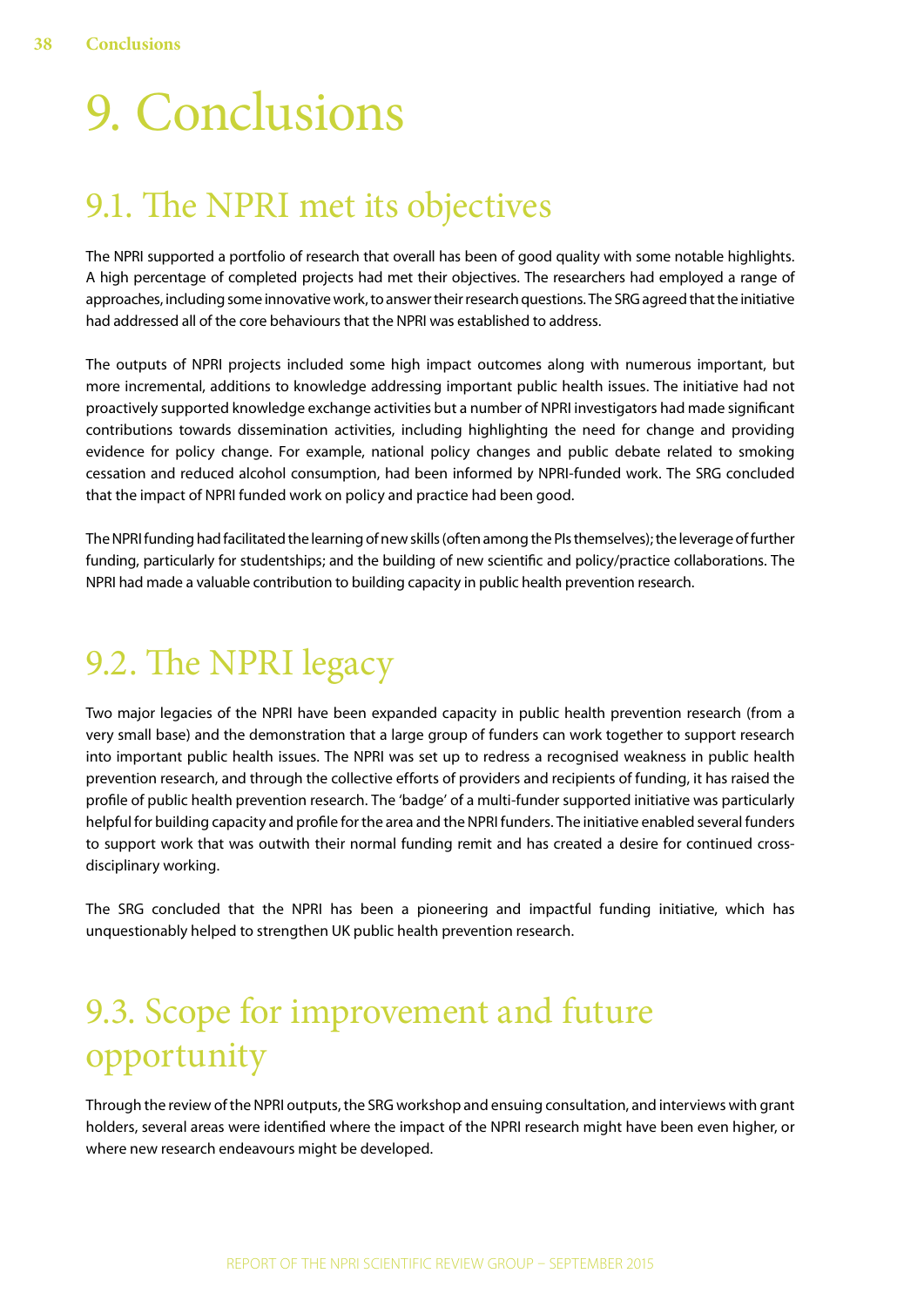# 9. Conclusions

## 9.1. The NPRI met its objectives

The NPRI supported a portfolio of research that overall has been of good quality with some notable highlights. A high percentage of completed projects had met their objectives. The researchers had employed a range of approaches, including some innovative work, to answer their research questions. The SRG agreed that the initiative had addressed all of the core behaviours that the NPRI was established to address.

The outputs of NPRI projects included some high impact outcomes along with numerous important, but more incremental, additions to knowledge addressing important public health issues. The initiative had not proactively supported knowledge exchange activities but a number of NPRI investigators had made significant contributions towards dissemination activities, including highlighting the need for change and providing evidence for policy change. For example, national policy changes and public debate related to smoking cessation and reduced alcohol consumption, had been informed by NPRI-funded work. The SRG concluded that the impact of NPRI funded work on policy and practice had been good.

The NPRI funding had facilitated the learning of new skills (often among the PIs themselves); the leverage of further funding, particularly for studentships; and the building of new scientific and policy/practice collaborations. The NPRI had made a valuable contribution to building capacity in public health prevention research.

## 9.2. The NPRI legacy

Two major legacies of the NPRI have been expanded capacity in public health prevention research (from a very small base) and the demonstration that a large group of funders can work together to support research into important public health issues. The NPRI was set up to redress a recognised weakness in public health prevention research, and through the collective efforts of providers and recipients of funding, it has raised the profile of public health prevention research. The 'badge' of a multi-funder supported initiative was particularly helpful for building capacity and profile for the area and the NPRI funders. The initiative enabled several funders to support work that was outwith their normal funding remit and has created a desire for continued cross-disciplinary working.

The SRG concluded that the NPRI has been a pioneering and impactful funding initiative, which has unquestionably helped to strengthen UK public health prevention research.

## 9.3. Scope for improvement and future opportunity

Through the review of the NPRI outputs, the SRG workshop and ensuing consultation, and interviews with grant holders, several areas were identified where the impact of the NPRI research might have been even higher, or where new research endeavours might be developed.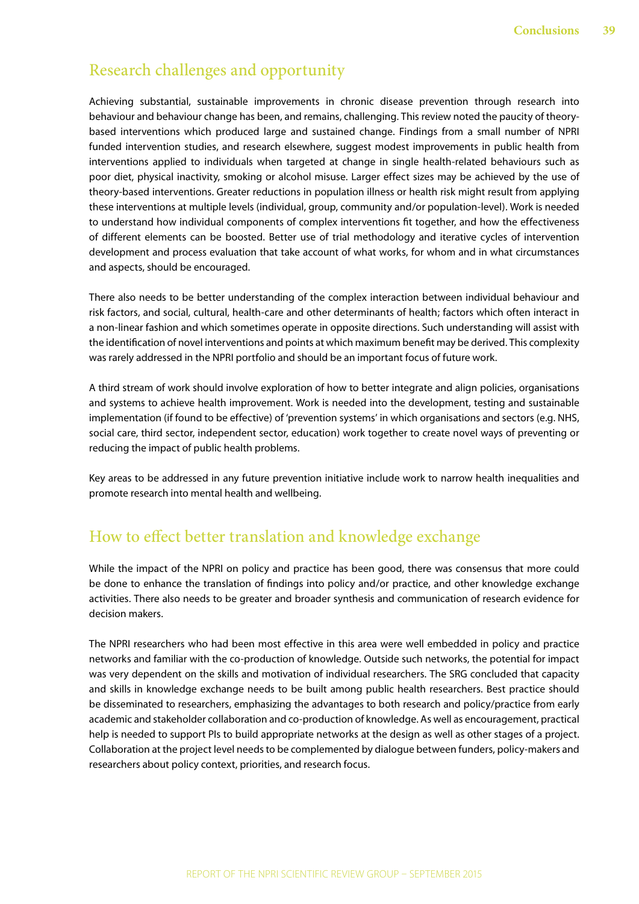## Research challenges and opportunity

Achieving substantial, sustainable improvements in chronic disease prevention through research into behaviour and behaviour change has been, and remains, challenging. This review noted the paucity of theory-based interventions which produced large and sustained change. Findings from a small number of NPRI funded intervention studies, and research elsewhere, suggest modest improvements in public health from interventions applied to individuals when targeted at change in single health-related behaviours such as poor diet, physical inactivity, smoking or alcohol misuse. Larger effect sizes may be achieved by the use of theory-based interventions. Greater reductions in population illness or health risk might result from applying these interventions at multiple levels (individual, group, community and/or population-level). Work is needed to understand how individual components of complex interventions fit together, and how the effectiveness of different elements can be boosted. Better use of trial methodology and iterative cycles of intervention development and process evaluation that take account of what works, for whom and in what circumstances and aspects, should be encouraged.

There also needs to be better understanding of the complex interaction between individual behaviour and risk factors, and social, cultural, health-care and other determinants of health; factors which often interact in a non-linear fashion and which sometimes operate in opposite directions. Such understanding will assist with the identification of novel interventions and points at which maximum benefit may be derived. This complexity was rarely addressed in the NPRI portfolio and should be an important focus of future work.

A third stream of work should involve exploration of how to better integrate and align policies, organisations and systems to achieve health improvement. Work is needed into the development, testing and sustainable implementation (if found to be effective) of 'prevention systems' in which organisations and sectors (e.g. NHS, social care, third sector, independent sector, education) work together to create novel ways of preventing or reducing the impact of public health problems.

Key areas to be addressed in any future prevention initiative include work to narrow health inequalities and promote research into mental health and wellbeing.

## How to effect better translation and knowledge exchange

While the impact of the NPRI on policy and practice has been good, there was consensus that more could be done to enhance the translation of findings into policy and/or practice, and other knowledge exchange activities. There also needs to be greater and broader synthesis and communication of research evidence for decision makers.

The NPRI researchers who had been most effective in this area were well embedded in policy and practice networks and familiar with the co-production of knowledge. Outside such networks, the potential for impact was very dependent on the skills and motivation of individual researchers. The SRG concluded that capacity and skills in knowledge exchange needs to be built among public health researchers. Best practice should be disseminated to researchers, emphasizing the advantages to both research and policy/practice from early academic and stakeholder collaboration and co-production of knowledge. As well as encouragement, practical help is needed to support PIs to build appropriate networks at the design as well as other stages of a project. Collaboration at the project level needs to be complemented by dialogue between funders, policy-makers and researchers about policy context, priorities, and research focus.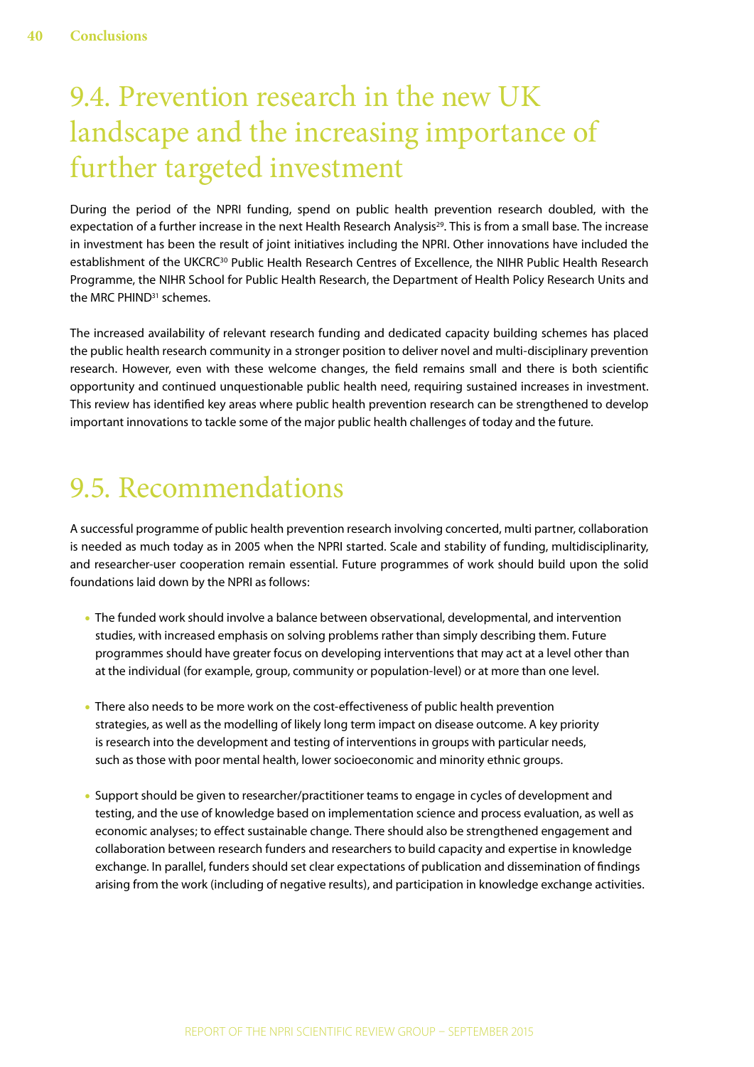## 9.4. Prevention research in the new UK landscape and the increasing importance of further targeted investment

During the period of the NPRI funding, spend on public health prevention research doubled, with the expectation of a further increase in the next Health Research Analysis[29]. This is from a small base. The increase in investment has been the result of joint initiatives including the NPRI. Other innovations have included the establishment of the UKCRC[30] Public Health Research Centres of Excellence, the NIHR Public Health Research Programme, the NIHR School for Public Health Research, the Department of Health Policy Research Units and the MRC PHIND[31] schemes.

The increased availability of relevant research funding and dedicated capacity building schemes has placed the public health research community in a stronger position to deliver novel and multi-disciplinary prevention research. However, even with these welcome changes, the field remains small and there is both scientific opportunity and continued unquestionable public health need, requiring sustained increases in investment. This review has identified key areas where public health prevention research can be strengthened to develop important innovations to tackle some of the major public health challenges of today and the future.

## 9.5. Recommendations

A successful programme of public health prevention research involving concerted, multi partner, collaboration is needed as much today as in 2005 when the NPRI started. Scale and stability of funding, multidisciplinarity, and researcher-user cooperation remain essential. Future programmes of work should build upon the solid foundations laid down by the NPRI as follows:

- The funded work should involve a balance between observational, developmental, and intervention studies, with increased emphasis on solving problems rather than simply describing them. Future programmes should have greater focus on developing interventions that may act at a level other than at the individual (for example, group, community or population-level) or at more than one level.

- There also needs to be more work on the cost-effectiveness of public health prevention strategies, as well as the modelling of likely long term impact on disease outcome. A key priority is research into the development and testing of interventions in groups with particular needs, such as those with poor mental health, lower socioeconomic and minority ethnic groups.

- Support should be given to researcher/practitioner teams to engage in cycles of development and testing, and the use of knowledge based on implementation science and process evaluation, as well as economic analyses; to effect sustainable change. There should also be strengthened engagement and collaboration between research funders and researchers to build capacity and expertise in knowledge exchange. In parallel, funders should set clear expectations of publication and dissemination of findings arising from the work (including of negative results), and participation in knowledge exchange activities.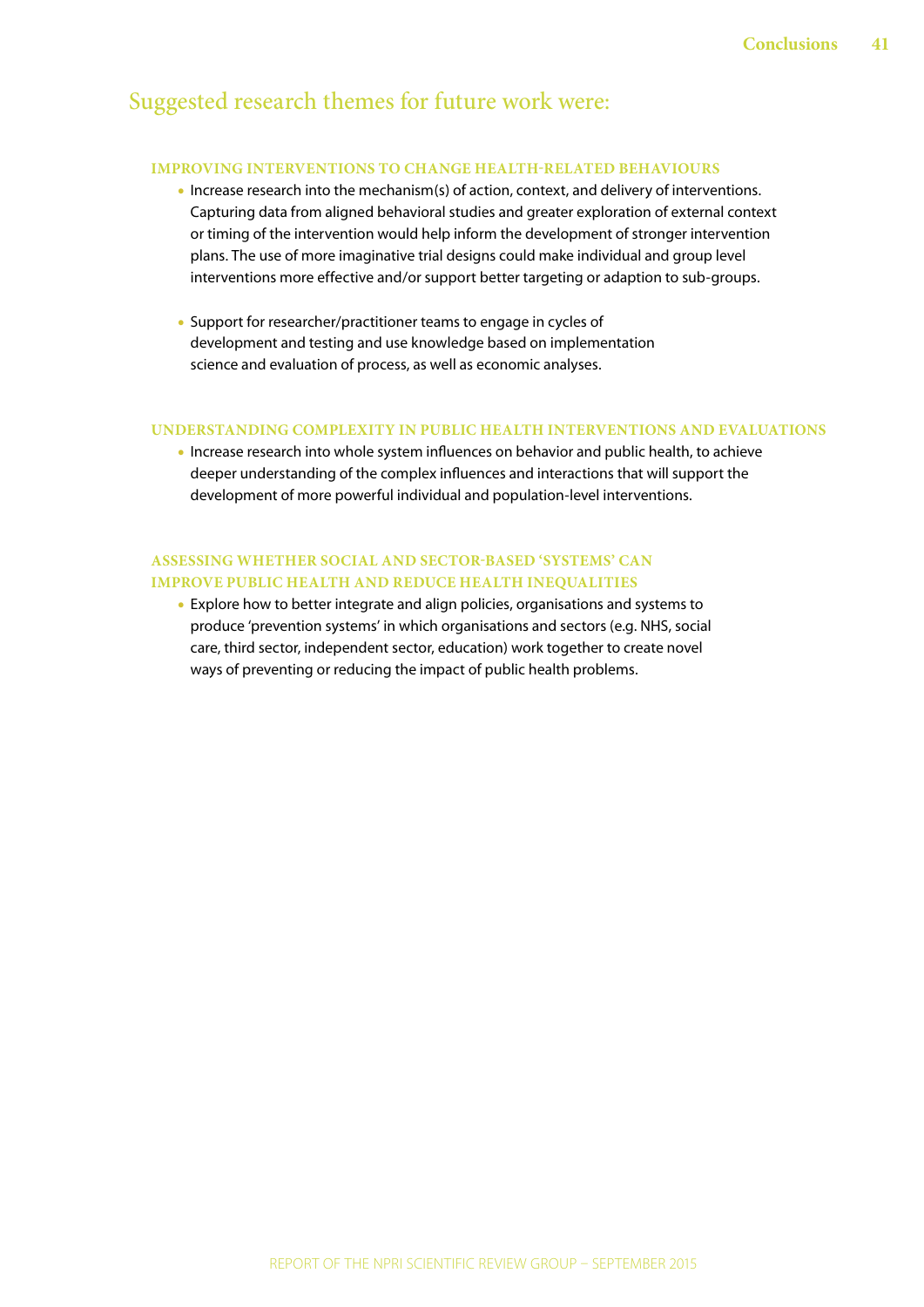## Suggested research themes for future work were:

### IMPROVING INTERVENTIONS TO CHANGE HEALTH-RELATED BEHAVIOURS

- Increase research into the mechanism(s) of action, context, and delivery of interventions. Capturing data from aligned behavioral studies and greater exploration of external context or timing of the intervention would help inform the development of stronger intervention plans. The use of more imaginative trial designs could make individual and group level interventions more effective and/or support better targeting or adaption to sub-groups.

- Support for researcher/practitioner teams to engage in cycles of development and testing and use knowledge based on implementation science and evaluation of process, as well as economic analyses.

### UNDERSTANDING COMPLEXITY IN PUBLIC HEALTH INTERVENTIONS AND EVALUATIONS

- Increase research into whole system influences on behavior and public health, to achieve deeper understanding of the complex influences and interactions that will support the development of more powerful individual and population-level interventions.

### ASSESSING WHETHER SOCIAL AND SECTOR-BASED 'SYSTEMS' CAN IMPROVE PUBLIC HEALTH AND REDUCE HEALTH INEQUALITIES

- Explore how to better integrate and align policies, organisations and systems to produce 'prevention systems' in which organisations and sectors (e.g. NHS, social care, third sector, independent sector, education) work together to create novel ways of preventing or reducing the impact of public health problems.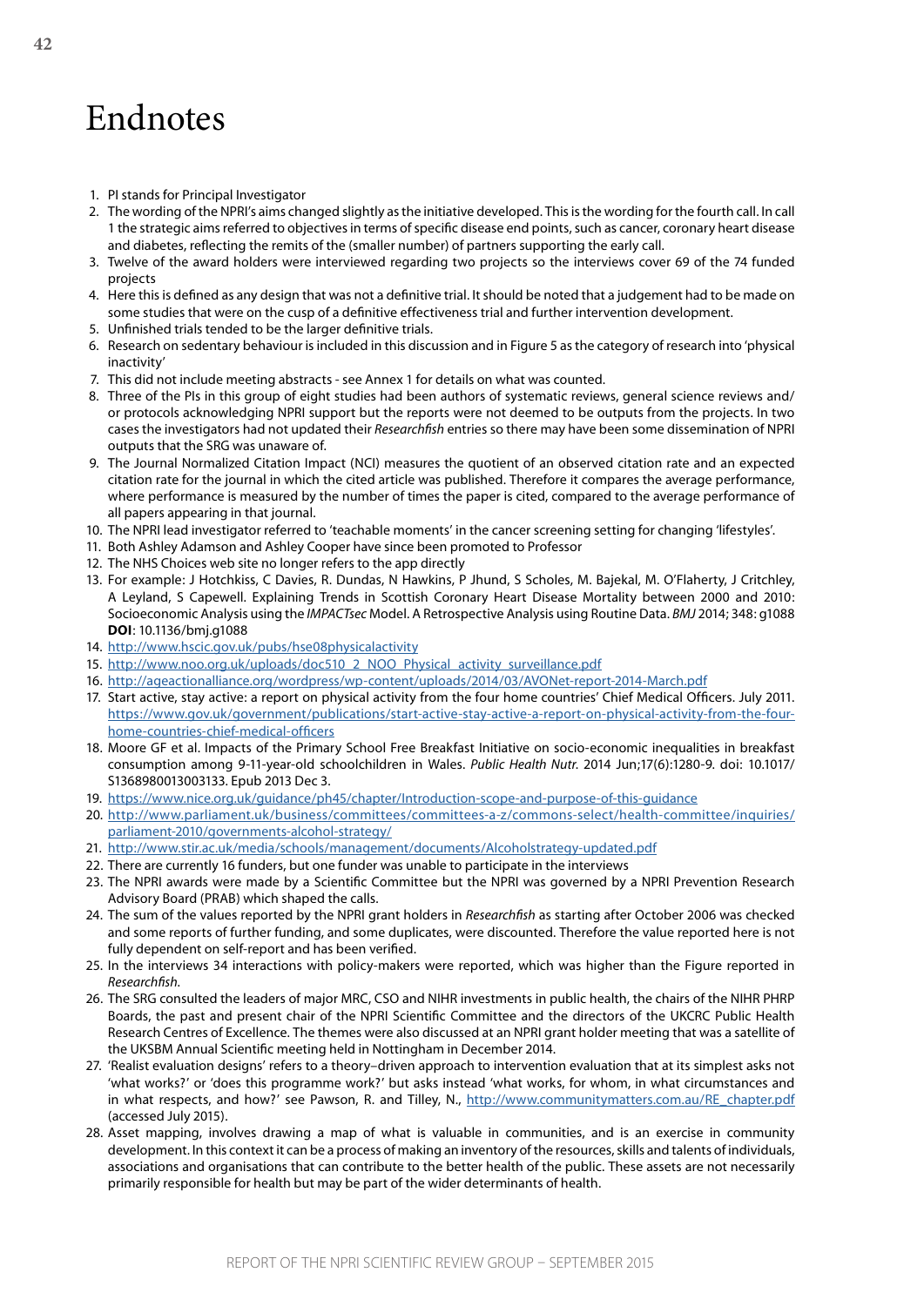# Endnotes

1. PI stands for Principal Investigator
2. The wording of the NPRI's aims changed slightly as the initiative developed. This is the wording for the fourth call. In call 1 the strategic aims referred to objectives in terms of specific disease end points, such as cancer, coronary heart disease and diabetes, reflecting the remits of the (smaller number) of partners supporting the early call.
3. Twelve of the award holders were interviewed regarding two projects so the interviews cover 69 of the 74 funded projects
4. Here this is defined as any design that was not a definitive trial. It should be noted that a judgement had to be made on some studies that were on the cusp of a definitive effectiveness trial and further intervention development.
5. Unfinished trials tended to be the larger definitive trials.
6. Research on sedentary behaviour is included in this discussion and in Figure 5 as the category of research into 'physical inactivity'
7. This did not include meeting abstracts - see Annex 1 for details on what was counted.
8. Three of the PIs in this group of eight studies had been authors of systematic reviews, general science reviews and/or protocols acknowledging NPRI support but the reports were not deemed to be outputs from the projects. In two cases the investigators had not updated their *Researchfish* entries so there may have been some dissemination of NPRI outputs that the SRG was unaware of.
9. The Journal Normalized Citation Impact (NCI) measures the quotient of an observed citation rate and an expected citation rate for the journal in which the cited article was published. Therefore it compares the average performance, where performance is measured by the number of times the paper is cited, compared to the average performance of all papers appearing in that journal.
10. The NPRI lead investigator referred to 'teachable moments' in the cancer screening setting for changing 'lifestyles'.
11. Both Ashley Adamson and Ashley Cooper have since been promoted to Professor
12. The NHS Choices web site no longer refers to the app directly
13. For example: J Hotchkiss, C Davies, R. Dundas, N Hawkins, P Jhund, S Scholes, M. Bajekal, M. O'Flaherty, J Critchley, A Leyland, S Capewell. Explaining Trends in Scottish Coronary Heart Disease Mortality between 2000 and 2010: Socioeconomic Analysis using the *IMPACTsec* Model. A Retrospective Analysis using Routine Data. *BMJ* 2014; 348: g1088 **DOI**: 10.1136/bmj.g1088
14. http://www.hscic.gov.uk/pubs/hse08physicalactivity
15. http://www.noo.org.uk/uploads/doc510_2_NOO_Physical_activity_surveillance.pdf
16. http://ageactionalliance.org/wordpress/wp-content/uploads/2014/03/AVONet-report-2014-March.pdf
17. Start active, stay active: a report on physical activity from the four home countries' Chief Medical Officers. July 2011. https://www.gov.uk/government/publications/start-active-stay-active-a-report-on-physical-activity-from-the-four-home-countries-chief-medical-officers
18. Moore GF et al. Impacts of the Primary School Free Breakfast Initiative on socio-economic inequalities in breakfast consumption among 9-11-year-old schoolchildren in Wales. *Public Health Nutr.* 2014 Jun;17(6):1280-9. doi: 10.1017/S1368980013003133. Epub 2013 Dec 3.
19. https://www.nice.org.uk/guidance/ph45/chapter/Introduction-scope-and-purpose-of-this-guidance
20. http://www.parliament.uk/business/committees/committees-a-z/commons-select/health-committee/inquiries/parliament-2010/governments-alcohol-strategy/
21. http://www.stir.ac.uk/media/schools/management/documents/Alcoholstrategy-updated.pdf
22. There are currently 16 funders, but one funder was unable to participate in the interviews
23. The NPRI awards were made by a Scientific Committee but the NPRI was governed by a NPRI Prevention Research Advisory Board (PRAB) which shaped the calls.
24. The sum of the values reported by the NPRI grant holders in *Researchfish* as starting after October 2006 was checked and some reports of further funding, and some duplicates, were discounted. Therefore the value reported here is not fully dependent on self-report and has been verified.
25. In the interviews 34 interactions with policy-makers were reported, which was higher than the Figure reported in *Researchfish*.
26. The SRG consulted the leaders of major MRC, CSO and NIHR investments in public health, the chairs of the NIHR PHRP Boards, the past and present chair of the NPRI Scientific Committee and the directors of the UKCRC Public Health Research Centres of Excellence. The themes were also discussed at an NPRI grant holder meeting that was a satellite of the UKSBM Annual Scientific meeting held in Nottingham in December 2014.
27. 'Realist evaluation designs' refers to a theory–driven approach to intervention evaluation that at its simplest asks not 'what works?' or 'does this programme work?' but asks instead 'what works, for whom, in what circumstances and in what respects, and how?' see Pawson, R. and Tilley, N., http://www.communitymatters.com.au/RE_chapter.pdf (accessed July 2015).
28. Asset mapping, involves drawing a map of what is valuable in communities, and is an exercise in community development. In this context it can be a process of making an inventory of the resources, skills and talents of individuals, associations and organisations that can contribute to the better health of the public. These assets are not necessarily primarily responsible for health but may be part of the wider determinants of health.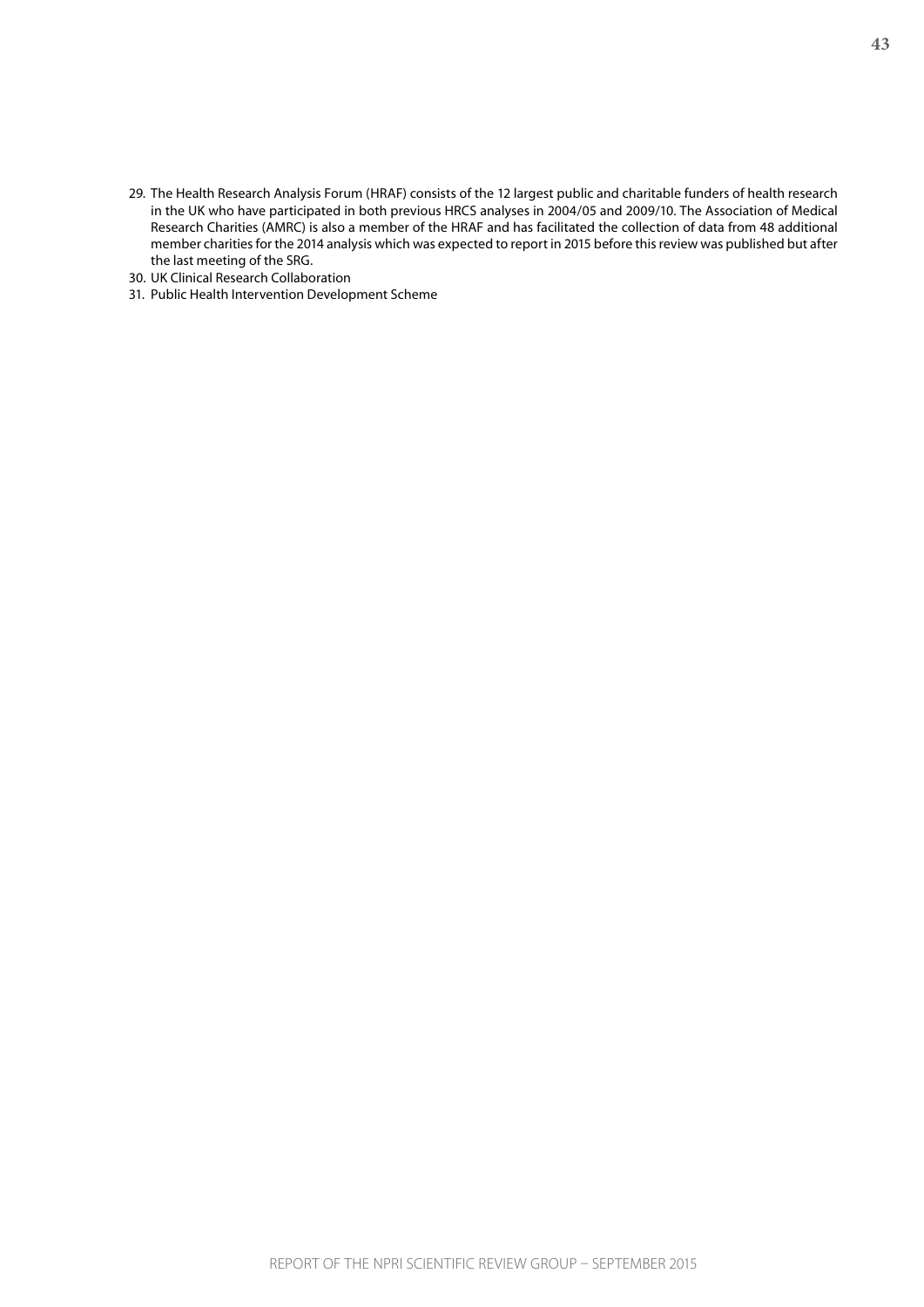29. The Health Research Analysis Forum (HRAF) consists of the 12 largest public and charitable funders of health research in the UK who have participated in both previous HRCS analyses in 2004/05 and 2009/10. The Association of Medical Research Charities (AMRC) is also a member of the HRAF and has facilitated the collection of data from 48 additional member charities for the 2014 analysis which was expected to report in 2015 before this review was published but after the last meeting of the SRG.
30. UK Clinical Research Collaboration
31. Public Health Intervention Development Scheme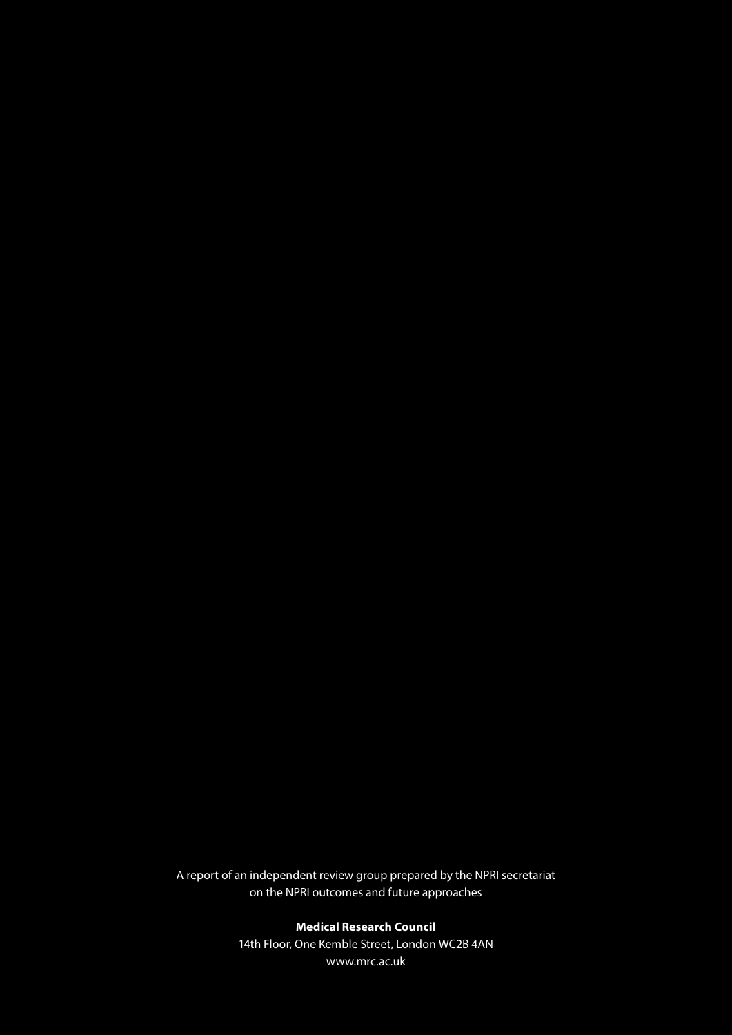A report of an independent review group prepared by the NPRI secretariat on the NPRI outcomes and future approaches

**Medical Research Council**

14th Floor, One Kemble Street, London WC2B 4AN

www.mrc.ac.uk